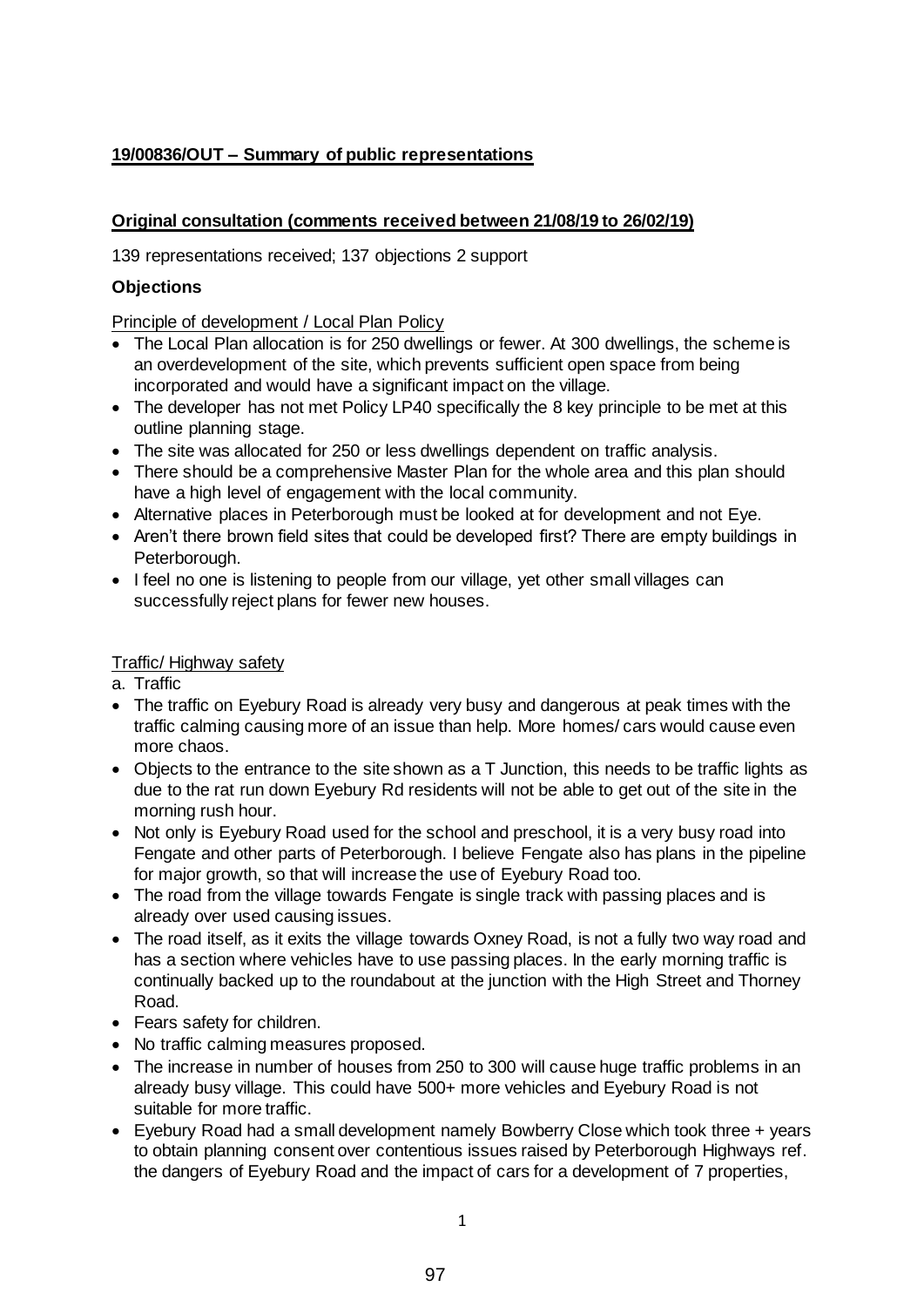**19/00836/OUT – Summary of public representations**

**Original consultation (comments received between 21/08/19 to 26/02/19)**

139 representations received; 137 objections 2 support

**Objections**

Principle of development / Local Plan Policy

- The Local Plan allocation is for 250 dwellings or fewer. At 300 dwellings, the scheme is an overdevelopment of the site, which prevents sufficient open space from being incorporated and would have a significant impact on the village.
- The developer has not met Policy LP40 specifically the 8 key principle to be met at this outline planning stage.
- The site was allocated for 250 or less dwellings dependent on traffic analysis.
- There should be a comprehensive Master Plan for the whole area and this plan should have a high level of engagement with the local community.
- Alternative places in Peterborough must be looked at for development and not Eye.
- Aren't there brown field sites that could be developed first? There are empty buildings in Peterborough.
- I feel no one is listening to people from our village, yet other small villages can successfully reject plans for fewer new houses.

Traffic/ Highway safety

a. Traffic

- The traffic on Eyebury Road is already very busy and dangerous at peak times with the traffic calming causing more of an issue than help. More homes/ cars would cause even more chaos.
- Objects to the entrance to the site shown as a T Junction, this needs to be traffic lights as due to the rat run down Eyebury Rd residents will not be able to get out of the site in the morning rush hour.
- Not only is Eyebury Road used for the school and preschool, it is a very busy road into Fengate and other parts of Peterborough. I believe Fengate also has plans in the pipeline for major growth, so that will increase the use of Eyebury Road too.
- The road from the village towards Fengate is single track with passing places and is already over used causing issues.
- The road itself, as it exits the village towards Oxney Road, is not a fully two way road and has a section where vehicles have to use passing places. In the early morning traffic is continually backed up to the roundabout at the junction with the High Street and Thorney Road.
- Fears safety for children.
- No traffic calming measures proposed.
- The increase in number of houses from 250 to 300 will cause huge traffic problems in an already busy village. This could have 500+ more vehicles and Eyebury Road is not suitable for more traffic.
- Eyebury Road had a small development namely Bowberry Close which took three + years to obtain planning consent over contentious issues raised by Peterborough Highways ref. the dangers of Eyebury Road and the impact of cars for a development of 7 properties,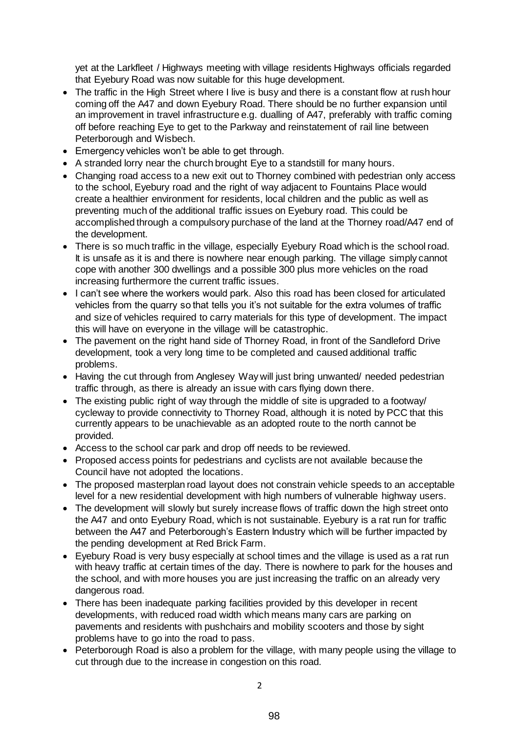yet at the Larkfleet / Highways meeting with village residents Highways officials regarded that Eyebury Road was now suitable for this huge development.

- The traffic in the High Street where I live is busy and there is a constant flow at rush hour coming off the A47 and down Eyebury Road. There should be no further expansion until an improvement in travel infrastructure e.g. dualling of A47, preferably with traffic coming off before reaching Eye to get to the Parkway and reinstatement of rail line between Peterborough and Wisbech.
- Emergency vehicles won't be able to get through.
- A stranded lorry near the church brought Eye to a standstill for many hours.
- Changing road access to a new exit out to Thorney combined with pedestrian only access to the school, Eyebury road and the right of way adjacent to Fountains Place would create a healthier environment for residents, local children and the public as well as preventing much of the additional traffic issues on Eyebury road. This could be accomplished through a compulsory purchase of the land at the Thorney road/A47 end of the development.
- There is so much traffic in the village, especially Eyebury Road which is the school road. It is unsafe as it is and there is nowhere near enough parking. The village simply cannot cope with another 300 dwellings and a possible 300 plus more vehicles on the road increasing furthermore the current traffic issues.
- I can't see where the workers would park. Also this road has been closed for articulated vehicles from the quarry so that tells you it's not suitable for the extra volumes of traffic and size of vehicles required to carry materials for this type of development. The impact this will have on everyone in the village will be catastrophic.
- The pavement on the right hand side of Thorney Road, in front of the Sandleford Drive development, took a very long time to be completed and caused additional traffic problems.
- Having the cut through from Anglesey Way will just bring unwanted/ needed pedestrian traffic through, as there is already an issue with cars flying down there.
- The existing public right of way through the middle of site is upgraded to a footway/ cycleway to provide connectivity to Thorney Road, although it is noted by PCC that this currently appears to be unachievable as an adopted route to the north cannot be provided.
- Access to the school car park and drop off needs to be reviewed.
- Proposed access points for pedestrians and cyclists are not available because the Council have not adopted the locations.
- The proposed masterplan road layout does not constrain vehicle speeds to an acceptable level for a new residential development with high numbers of vulnerable highway users.
- The development will slowly but surely increase flows of traffic down the high street onto the A47 and onto Eyebury Road, which is not sustainable. Eyebury is a rat run for traffic between the A47 and Peterborough's Eastern Industry which will be further impacted by the pending development at Red Brick Farm.
- Eyebury Road is very busy especially at school times and the village is used as a rat run with heavy traffic at certain times of the day. There is nowhere to park for the houses and the school, and with more houses you are just increasing the traffic on an already very dangerous road.
- There has been inadequate parking facilities provided by this developer in recent developments, with reduced road width which means many cars are parking on pavements and residents with pushchairs and mobility scooters and those by sight problems have to go into the road to pass.
- Peterborough Road is also a problem for the village, with many people using the village to cut through due to the increase in congestion on this road.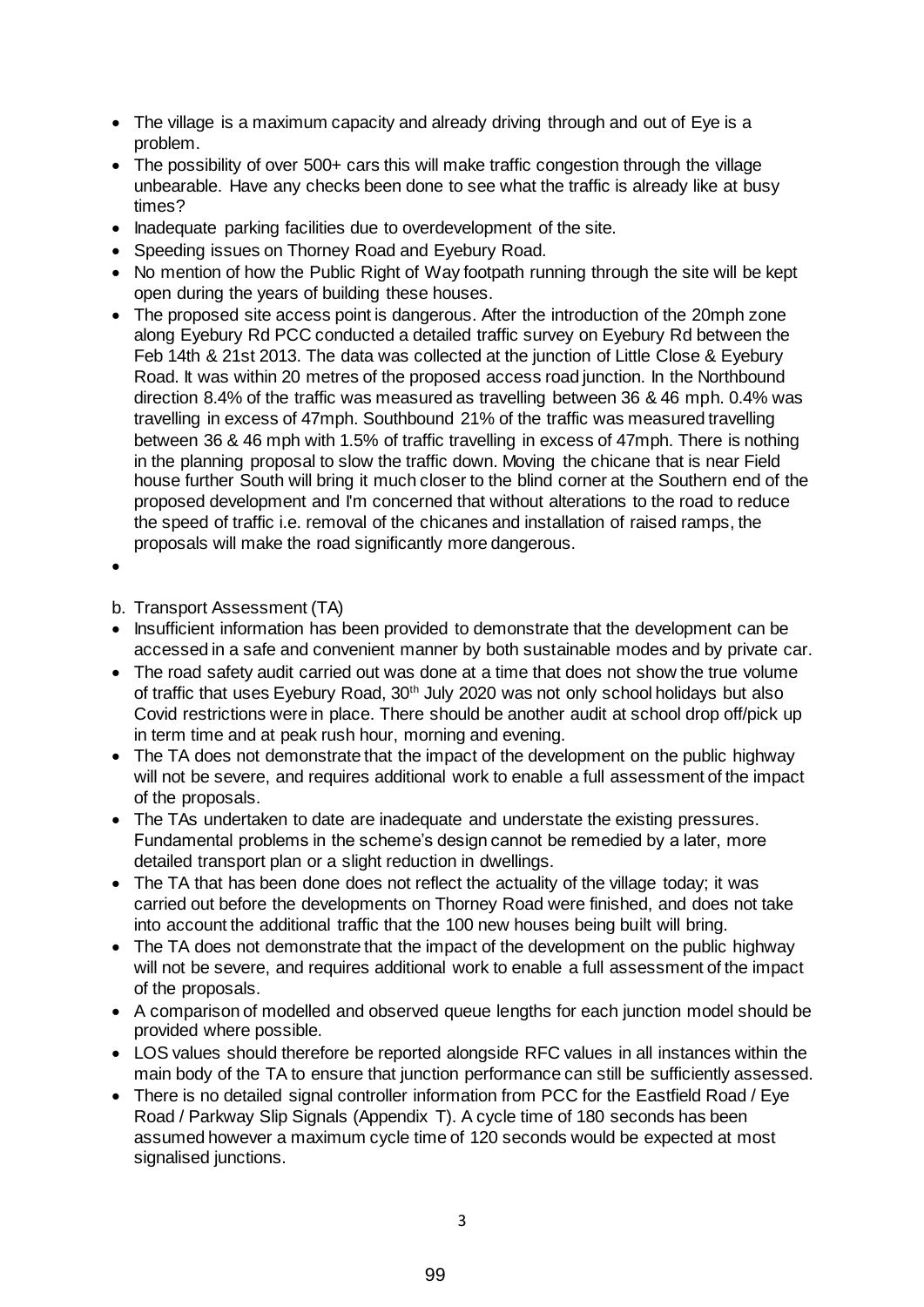- The village is a maximum capacity and already driving through and out of Eye is a problem.
- The possibility of over 500+ cars this will make traffic congestion through the village unbearable. Have any checks been done to see what the traffic is already like at busy times?
- Inadequate parking facilities due to overdevelopment of the site.
- Speeding issues on Thorney Road and Eyebury Road.
- No mention of how the Public Right of Way footpath running through the site will be kept open during the years of building these houses.
- The proposed site access point is dangerous. After the introduction of the 20mph zone along Eyebury Rd PCC conducted a detailed traffic survey on Eyebury Rd between the Feb 14th & 21st 2013. The data was collected at the junction of Little Close & Eyebury Road. It was within 20 metres of the proposed access road junction. In the Northbound direction 8.4% of the traffic was measured as travelling between 36 & 46 mph. 0.4% was travelling in excess of 47mph. Southbound 21% of the traffic was measured travelling between 36 & 46 mph with 1.5% of traffic travelling in excess of 47mph. There is nothing in the planning proposal to slow the traffic down. Moving the chicane that is near Field house further South will bring it much closer to the blind corner at the Southern end of the proposed development and I'm concerned that without alterations to the road to reduce the speed of traffic i.e. removal of the chicanes and installation of raised ramps, the proposals will make the road significantly more dangerous.

b. Transport Assessment (TA)

- Insufficient information has been provided to demonstrate that the development can be accessed in a safe and convenient manner by both sustainable modes and by private car.
- The road safety audit carried out was done at a time that does not show the true volume of traffic that uses Eyebury Road, 30th July 2020 was not only school holidays but also Covid restrictions were in place. There should be another audit at school drop off/pick up in term time and at peak rush hour, morning and evening.
- The TA does not demonstrate that the impact of the development on the public highway will not be severe, and requires additional work to enable a full assessment of the impact of the proposals.
- The TAs undertaken to date are inadequate and understate the existing pressures. Fundamental problems in the scheme's design cannot be remedied by a later, more detailed transport plan or a slight reduction in dwellings.
- The TA that has been done does not reflect the actuality of the village today; it was carried out before the developments on Thorney Road were finished, and does not take into account the additional traffic that the 100 new houses being built will bring.
- The TA does not demonstrate that the impact of the development on the public highway will not be severe, and requires additional work to enable a full assessment of the impact of the proposals.
- A comparison of modelled and observed queue lengths for each junction model should be provided where possible.
- LOS values should therefore be reported alongside RFC values in all instances within the main body of the TA to ensure that junction performance can still be sufficiently assessed.
- There is no detailed signal controller information from PCC for the Eastfield Road / Eye Road / Parkway Slip Signals (Appendix T). A cycle time of 180 seconds has been assumed however a maximum cycle time of 120 seconds would be expected at most signalised junctions.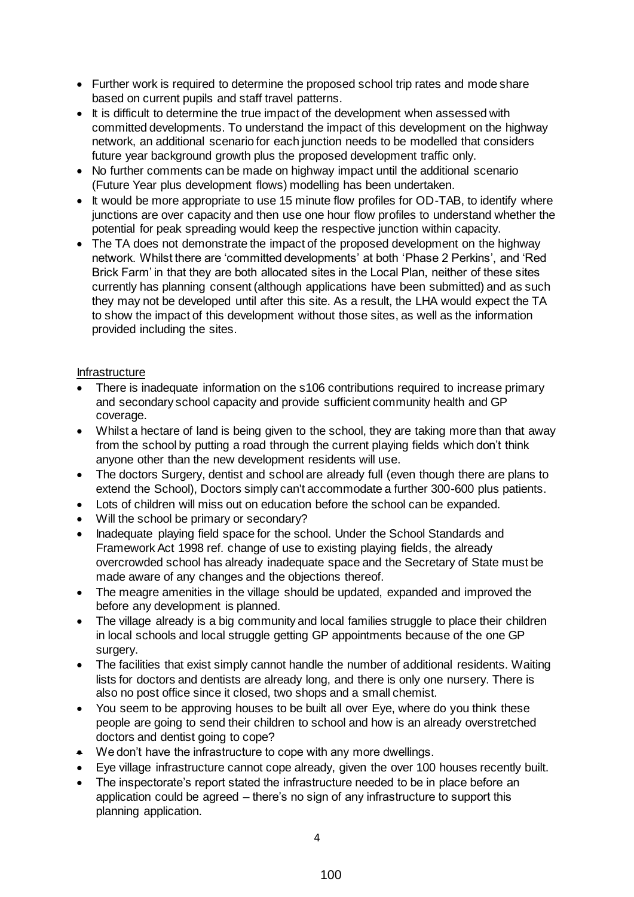- Further work is required to determine the proposed school trip rates and mode share based on current pupils and staff travel patterns.
- It is difficult to determine the true impact of the development when assessed with committed developments. To understand the impact of this development on the highway network, an additional scenario for each junction needs to be modelled that considers future year background growth plus the proposed development traffic only.
- No further comments can be made on highway impact until the additional scenario (Future Year plus development flows) modelling has been undertaken.
- It would be more appropriate to use 15 minute flow profiles for OD-TAB, to identify where junctions are over capacity and then use one hour flow profiles to understand whether the potential for peak spreading would keep the respective junction within capacity.
- The TA does not demonstrate the impact of the proposed development on the highway network. Whilst there are 'committed developments' at both 'Phase 2 Perkins', and 'Red Brick Farm' in that they are both allocated sites in the Local Plan, neither of these sites currently has planning consent (although applications have been submitted) and as such they may not be developed until after this site. As a result, the LHA would expect the TA to show the impact of this development without those sites, as well as the information provided including the sites.

Infrastructure

- There is inadequate information on the s106 contributions required to increase primary and secondary school capacity and provide sufficient community health and GP coverage.
- Whilst a hectare of land is being given to the school, they are taking more than that away from the school by putting a road through the current playing fields which don't think anyone other than the new development residents will use.
- The doctors Surgery, dentist and school are already full (even though there are plans to extend the School), Doctors simply can't accommodate a further 300-600 plus patients.
- Lots of children will miss out on education before the school can be expanded.
- Will the school be primary or secondary?
- Inadequate playing field space for the school. Under the School Standards and Framework Act 1998 ref. change of use to existing playing fields, the already overcrowded school has already inadequate space and the Secretary of State must be made aware of any changes and the objections thereof.
- The meagre amenities in the village should be updated, expanded and improved the before any development is planned.
- The village already is a big community and local families struggle to place their children in local schools and local struggle getting GP appointments because of the one GP surgery.
- The facilities that exist simply cannot handle the number of additional residents. Waiting lists for doctors and dentists are already long, and there is only one nursery. There is also no post office since it closed, two shops and a small chemist.
- You seem to be approving houses to be built all over Eye, where do you think these people are going to send their children to school and how is an already overstretched doctors and dentist going to cope?
- We don't have the infrastructure to cope with any more dwellings.
- Eye village infrastructure cannot cope already, given the over 100 houses recently built.
- The inspectorate's report stated the infrastructure needed to be in place before an application could be agreed – there's no sign of any infrastructure to support this planning application.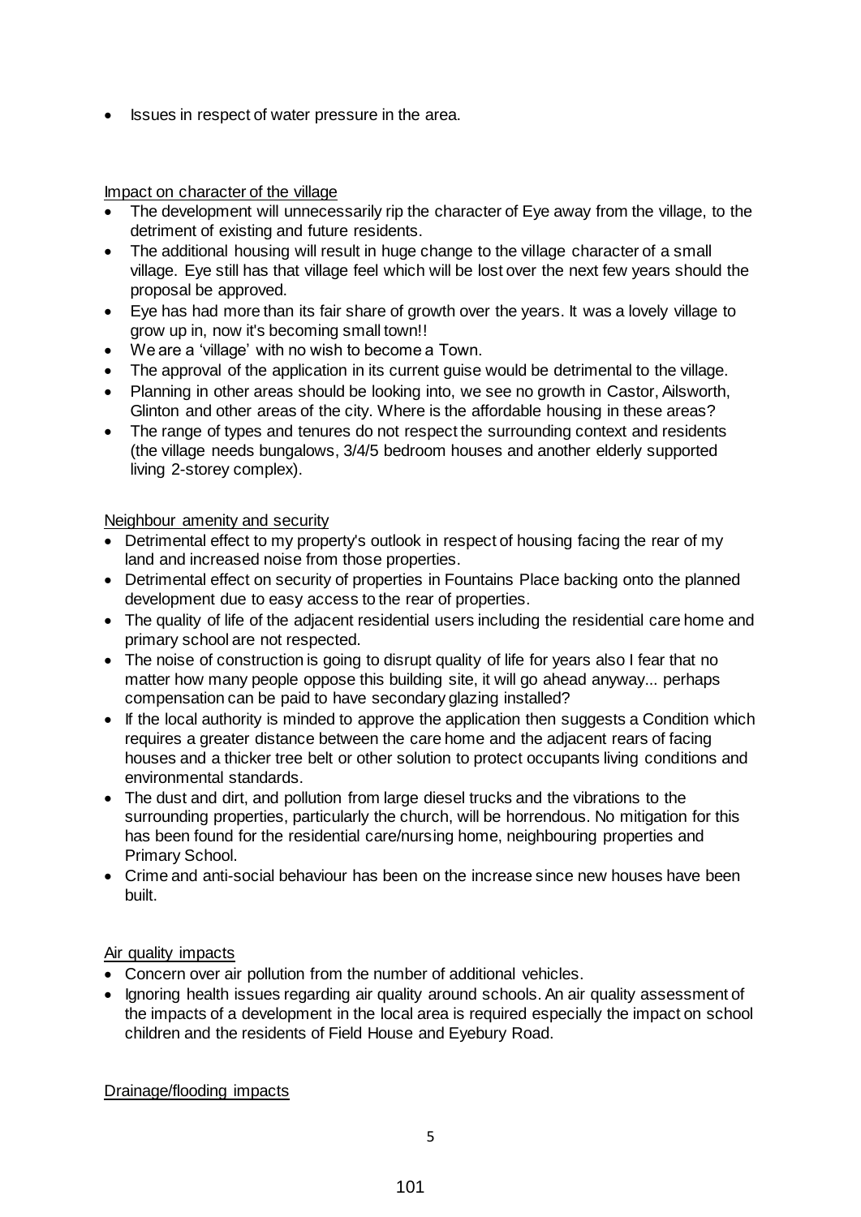- Issues in respect of water pressure in the area.

Impact on character of the village

- The development will unnecessarily rip the character of Eye away from the village, to the detriment of existing and future residents.
- The additional housing will result in huge change to the village character of a small village. Eye still has that village feel which will be lost over the next few years should the proposal be approved.
- Eye has had more than its fair share of growth over the years. It was a lovely village to grow up in, now it's becoming small town!!
- We are a 'village' with no wish to become a Town.
- The approval of the application in its current guise would be detrimental to the village.
- Planning in other areas should be looking into, we see no growth in Castor, Ailsworth, Glinton and other areas of the city. Where is the affordable housing in these areas?
- The range of types and tenures do not respect the surrounding context and residents (the village needs bungalows, 3/4/5 bedroom houses and another elderly supported living 2-storey complex).

Neighbour amenity and security

- Detrimental effect to my property's outlook in respect of housing facing the rear of my land and increased noise from those properties.
- Detrimental effect on security of properties in Fountains Place backing onto the planned development due to easy access to the rear of properties.
- The quality of life of the adjacent residential users including the residential care home and primary school are not respected.
- The noise of construction is going to disrupt quality of life for years also I fear that no matter how many people oppose this building site, it will go ahead anyway... perhaps compensation can be paid to have secondary glazing installed?
- If the local authority is minded to approve the application then suggests a Condition which requires a greater distance between the care home and the adjacent rears of facing houses and a thicker tree belt or other solution to protect occupants living conditions and environmental standards.
- The dust and dirt, and pollution from large diesel trucks and the vibrations to the surrounding properties, particularly the church, will be horrendous. No mitigation for this has been found for the residential care/nursing home, neighbouring properties and Primary School.
- Crime and anti-social behaviour has been on the increase since new houses have been built.

Air quality impacts

- Concern over air pollution from the number of additional vehicles.
- Ignoring health issues regarding air quality around schools. An air quality assessment of the impacts of a development in the local area is required especially the impact on school children and the residents of Field House and Eyebury Road.

Drainage/flooding impacts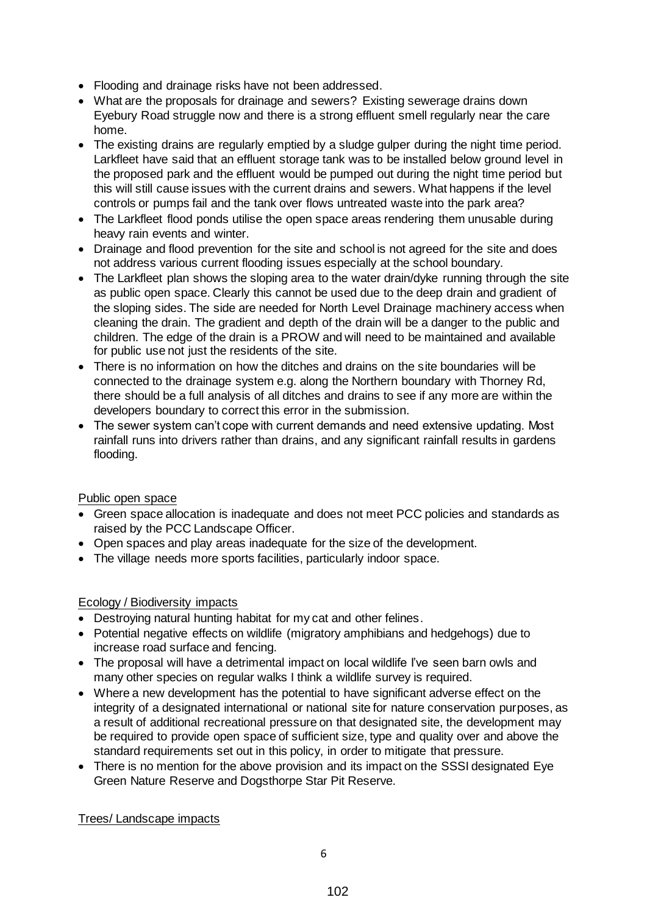- Flooding and drainage risks have not been addressed.
- What are the proposals for drainage and sewers? Existing sewerage drains down Eyebury Road struggle now and there is a strong effluent smell regularly near the care home.
- The existing drains are regularly emptied by a sludge gulper during the night time period. Larkfleet have said that an effluent storage tank was to be installed below ground level in the proposed park and the effluent would be pumped out during the night time period but this will still cause issues with the current drains and sewers. What happens if the level controls or pumps fail and the tank over flows untreated waste into the park area?
- The Larkfleet flood ponds utilise the open space areas rendering them unusable during heavy rain events and winter.
- Drainage and flood prevention for the site and school is not agreed for the site and does not address various current flooding issues especially at the school boundary.
- The Larkfleet plan shows the sloping area to the water drain/dyke running through the site as public open space. Clearly this cannot be used due to the deep drain and gradient of the sloping sides. The side are needed for North Level Drainage machinery access when cleaning the drain. The gradient and depth of the drain will be a danger to the public and children. The edge of the drain is a PROW and will need to be maintained and available for public use not just the residents of the site.
- There is no information on how the ditches and drains on the site boundaries will be connected to the drainage system e.g. along the Northern boundary with Thorney Rd, there should be a full analysis of all ditches and drains to see if any more are within the developers boundary to correct this error in the submission.
- The sewer system can't cope with current demands and need extensive updating. Most rainfall runs into drivers rather than drains, and any significant rainfall results in gardens flooding.

Public open space

- Green space allocation is inadequate and does not meet PCC policies and standards as raised by the PCC Landscape Officer.
- Open spaces and play areas inadequate for the size of the development.
- The village needs more sports facilities, particularly indoor space.

Ecology / Biodiversity impacts

- Destroying natural hunting habitat for my cat and other felines.
- Potential negative effects on wildlife (migratory amphibians and hedgehogs) due to increase road surface and fencing.
- The proposal will have a detrimental impact on local wildlife I've seen barn owls and many other species on regular walks I think a wildlife survey is required.
- Where a new development has the potential to have significant adverse effect on the integrity of a designated international or national site for nature conservation purposes, as a result of additional recreational pressure on that designated site, the development may be required to provide open space of sufficient size, type and quality over and above the standard requirements set out in this policy, in order to mitigate that pressure.
- There is no mention for the above provision and its impact on the SSSI designated Eye Green Nature Reserve and Dogsthorpe Star Pit Reserve.

Trees/ Landscape impacts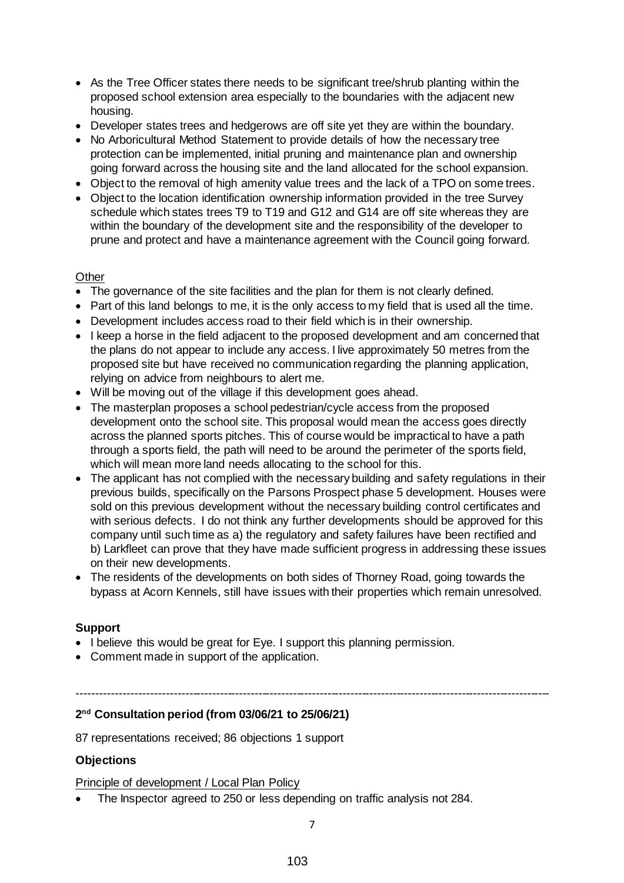- As the Tree Officer states there needs to be significant tree/shrub planting within the proposed school extension area especially to the boundaries with the adjacent new housing.
- Developer states trees and hedgerows are off site yet they are within the boundary.
- No Arboricultural Method Statement to provide details of how the necessary tree protection can be implemented, initial pruning and maintenance plan and ownership going forward across the housing site and the land allocated for the school expansion.
- Object to the removal of high amenity value trees and the lack of a TPO on some trees.
- Object to the location identification ownership information provided in the tree Survey schedule which states trees T9 to T19 and G12 and G14 are off site whereas they are within the boundary of the development site and the responsibility of the developer to prune and protect and have a maintenance agreement with the Council going forward.

Other

- The governance of the site facilities and the plan for them is not clearly defined.
- Part of this land belongs to me, it is the only access to my field that is used all the time.
- Development includes access road to their field which is in their ownership.
- I keep a horse in the field adjacent to the proposed development and am concerned that the plans do not appear to include any access. I live approximately 50 metres from the proposed site but have received no communication regarding the planning application, relying on advice from neighbours to alert me.
- Will be moving out of the village if this development goes ahead.
- The masterplan proposes a school pedestrian/cycle access from the proposed development onto the school site. This proposal would mean the access goes directly across the planned sports pitches. This of course would be impractical to have a path through a sports field, the path will need to be around the perimeter of the sports field, which will mean more land needs allocating to the school for this.
- The applicant has not complied with the necessary building and safety regulations in their previous builds, specifically on the Parsons Prospect phase 5 development. Houses were sold on this previous development without the necessary building control certificates and with serious defects. I do not think any further developments should be approved for this company until such time as a) the regulatory and safety failures have been rectified and b) Larkfleet can prove that they have made sufficient progress in addressing these issues on their new developments.
- The residents of the developments on both sides of Thorney Road, going towards the bypass at Acorn Kennels, still have issues with their properties which remain unresolved.

**Support**

- I believe this would be great for Eye. I support this planning permission.
- Comment made in support of the application.

---

**2nd Consultation period (from 03/06/21 to 25/06/21)**

87 representations received; 86 objections 1 support

**Objections**

Principle of development / Local Plan Policy

- The Inspector agreed to 250 or less depending on traffic analysis not 284.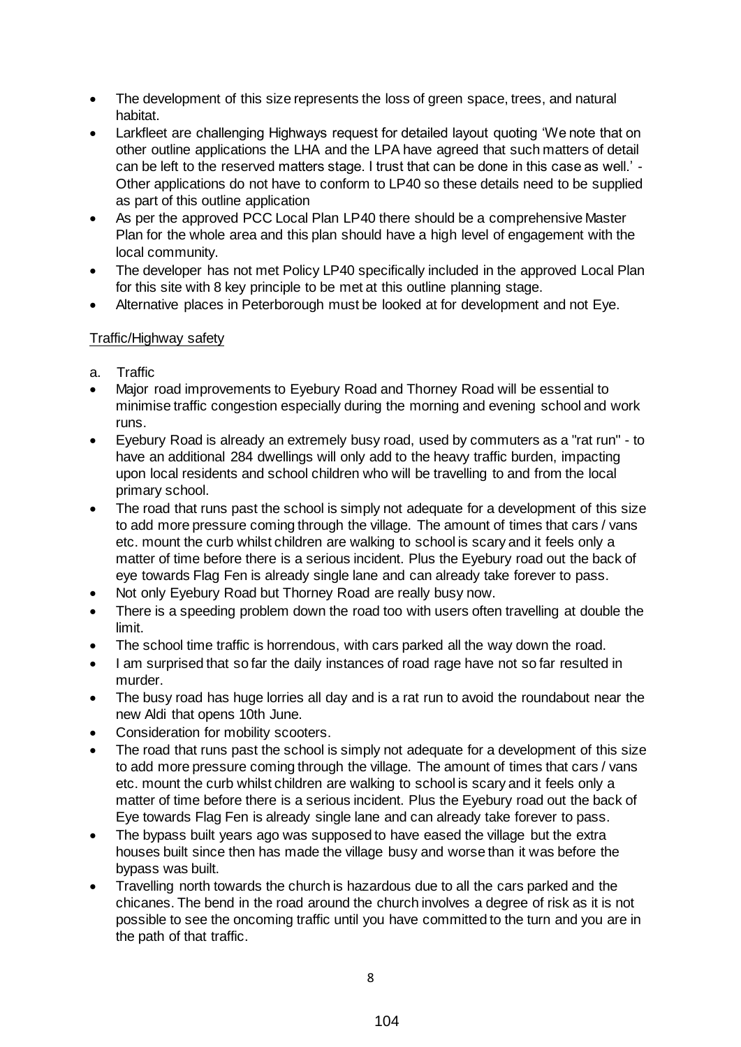- The development of this size represents the loss of green space, trees, and natural habitat.
- Larkfleet are challenging Highways request for detailed layout quoting 'We note that on other outline applications the LHA and the LPA have agreed that such matters of detail can be left to the reserved matters stage. I trust that can be done in this case as well.' - Other applications do not have to conform to LP40 so these details need to be supplied as part of this outline application
- As per the approved PCC Local Plan LP40 there should be a comprehensive Master Plan for the whole area and this plan should have a high level of engagement with the local community.
- The developer has not met Policy LP40 specifically included in the approved Local Plan for this site with 8 key principle to be met at this outline planning stage.
- Alternative places in Peterborough must be looked at for development and not Eye.

<u>Traffic/Highway safety</u>

a. Traffic

- Major road improvements to Eyebury Road and Thorney Road will be essential to minimise traffic congestion especially during the morning and evening school and work runs.
- Eyebury Road is already an extremely busy road, used by commuters as a "rat run" - to have an additional 284 dwellings will only add to the heavy traffic burden, impacting upon local residents and school children who will be travelling to and from the local primary school.
- The road that runs past the school is simply not adequate for a development of this size to add more pressure coming through the village. The amount of times that cars / vans etc. mount the curb whilst children are walking to school is scary and it feels only a matter of time before there is a serious incident. Plus the Eyebury road out the back of eye towards Flag Fen is already single lane and can already take forever to pass.
- Not only Eyebury Road but Thorney Road are really busy now.
- There is a speeding problem down the road too with users often travelling at double the limit.
- The school time traffic is horrendous, with cars parked all the way down the road.
- I am surprised that so far the daily instances of road rage have not so far resulted in murder.
- The busy road has huge lorries all day and is a rat run to avoid the roundabout near the new Aldi that opens 10th June.
- Consideration for mobility scooters.
- The road that runs past the school is simply not adequate for a development of this size to add more pressure coming through the village. The amount of times that cars / vans etc. mount the curb whilst children are walking to school is scary and it feels only a matter of time before there is a serious incident. Plus the Eyebury road out the back of Eye towards Flag Fen is already single lane and can already take forever to pass.
- The bypass built years ago was supposed to have eased the village but the extra houses built since then has made the village busy and worse than it was before the bypass was built.
- Travelling north towards the church is hazardous due to all the cars parked and the chicanes. The bend in the road around the church involves a degree of risk as it is not possible to see the oncoming traffic until you have committed to the turn and you are in the path of that traffic.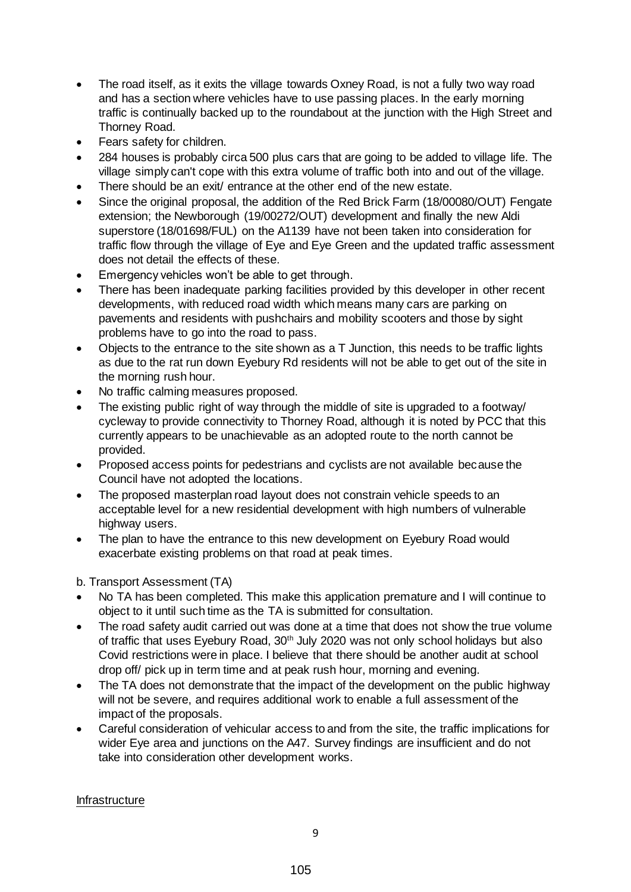- The road itself, as it exits the village towards Oxney Road, is not a fully two way road and has a section where vehicles have to use passing places. In the early morning traffic is continually backed up to the roundabout at the junction with the High Street and Thorney Road.
- Fears safety for children.
- 284 houses is probably circa 500 plus cars that are going to be added to village life. The village simply can't cope with this extra volume of traffic both into and out of the village.
- There should be an exit/ entrance at the other end of the new estate.
- Since the original proposal, the addition of the Red Brick Farm (18/00080/OUT) Fengate extension; the Newborough (19/00272/OUT) development and finally the new Aldi superstore (18/01698/FUL) on the A1139 have not been taken into consideration for traffic flow through the village of Eye and Eye Green and the updated traffic assessment does not detail the effects of these.
- Emergency vehicles won't be able to get through.
- There has been inadequate parking facilities provided by this developer in other recent developments, with reduced road width which means many cars are parking on pavements and residents with pushchairs and mobility scooters and those by sight problems have to go into the road to pass.
- Objects to the entrance to the site shown as a T Junction, this needs to be traffic lights as due to the rat run down Eyebury Rd residents will not be able to get out of the site in the morning rush hour.
- No traffic calming measures proposed.
- The existing public right of way through the middle of site is upgraded to a footway/ cycleway to provide connectivity to Thorney Road, although it is noted by PCC that this currently appears to be unachievable as an adopted route to the north cannot be provided.
- Proposed access points for pedestrians and cyclists are not available because the Council have not adopted the locations.
- The proposed masterplan road layout does not constrain vehicle speeds to an acceptable level for a new residential development with high numbers of vulnerable highway users.
- The plan to have the entrance to this new development on Eyebury Road would exacerbate existing problems on that road at peak times.

b. Transport Assessment (TA)

- No TA has been completed. This make this application premature and I will continue to object to it until such time as the TA is submitted for consultation.
- The road safety audit carried out was done at a time that does not show the true volume of traffic that uses Eyebury Road, 30th July 2020 was not only school holidays but also Covid restrictions were in place. I believe that there should be another audit at school drop off/ pick up in term time and at peak rush hour, morning and evening.
- The TA does not demonstrate that the impact of the development on the public highway will not be severe, and requires additional work to enable a full assessment of the impact of the proposals.
- Careful consideration of vehicular access to and from the site, the traffic implications for wider Eye area and junctions on the A47. Survey findings are insufficient and do not take into consideration other development works.

Infrastructure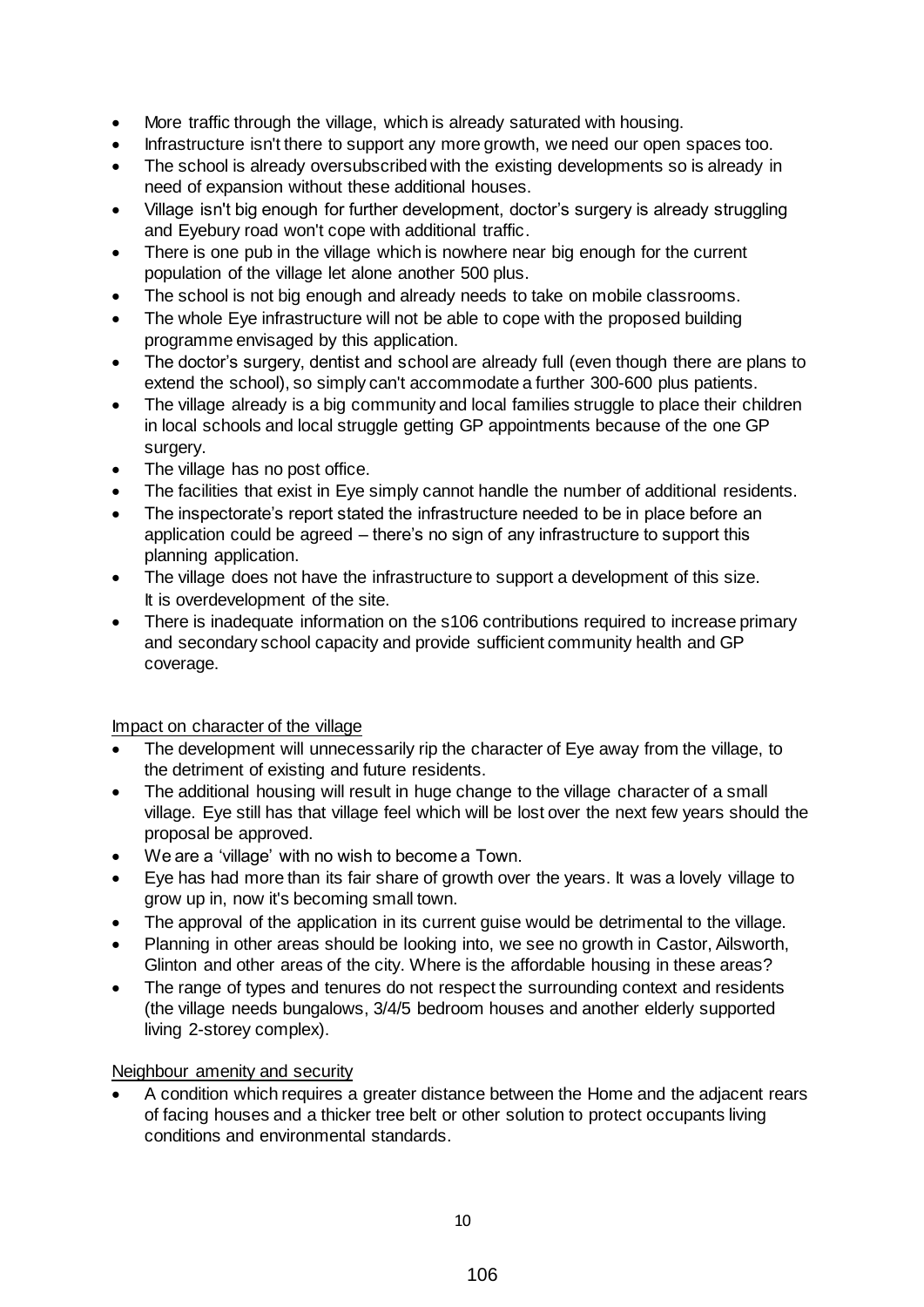- More traffic through the village, which is already saturated with housing.
- Infrastructure isn't there to support any more growth, we need our open spaces too.
- The school is already oversubscribed with the existing developments so is already in need of expansion without these additional houses.
- Village isn't big enough for further development, doctor's surgery is already struggling and Eyebury road won't cope with additional traffic.
- There is one pub in the village which is nowhere near big enough for the current population of the village let alone another 500 plus.
- The school is not big enough and already needs to take on mobile classrooms.
- The whole Eye infrastructure will not be able to cope with the proposed building programme envisaged by this application.
- The doctor's surgery, dentist and school are already full (even though there are plans to extend the school), so simply can't accommodate a further 300-600 plus patients.
- The village already is a big community and local families struggle to place their children in local schools and local struggle getting GP appointments because of the one GP surgery.
- The village has no post office.
- The facilities that exist in Eye simply cannot handle the number of additional residents.
- The inspectorate's report stated the infrastructure needed to be in place before an application could be agreed – there's no sign of any infrastructure to support this planning application.
- The village does not have the infrastructure to support a development of this size. It is overdevelopment of the site.
- There is inadequate information on the s106 contributions required to increase primary and secondary school capacity and provide sufficient community health and GP coverage.

Impact on character of the village

- The development will unnecessarily rip the character of Eye away from the village, to the detriment of existing and future residents.
- The additional housing will result in huge change to the village character of a small village. Eye still has that village feel which will be lost over the next few years should the proposal be approved.
- We are a 'village' with no wish to become a Town.
- Eye has had more than its fair share of growth over the years. It was a lovely village to grow up in, now it's becoming small town.
- The approval of the application in its current guise would be detrimental to the village.
- Planning in other areas should be looking into, we see no growth in Castor, Ailsworth, Glinton and other areas of the city. Where is the affordable housing in these areas?
- The range of types and tenures do not respect the surrounding context and residents (the village needs bungalows, 3/4/5 bedroom houses and another elderly supported living 2-storey complex).

Neighbour amenity and security

- A condition which requires a greater distance between the Home and the adjacent rears of facing houses and a thicker tree belt or other solution to protect occupants living conditions and environmental standards.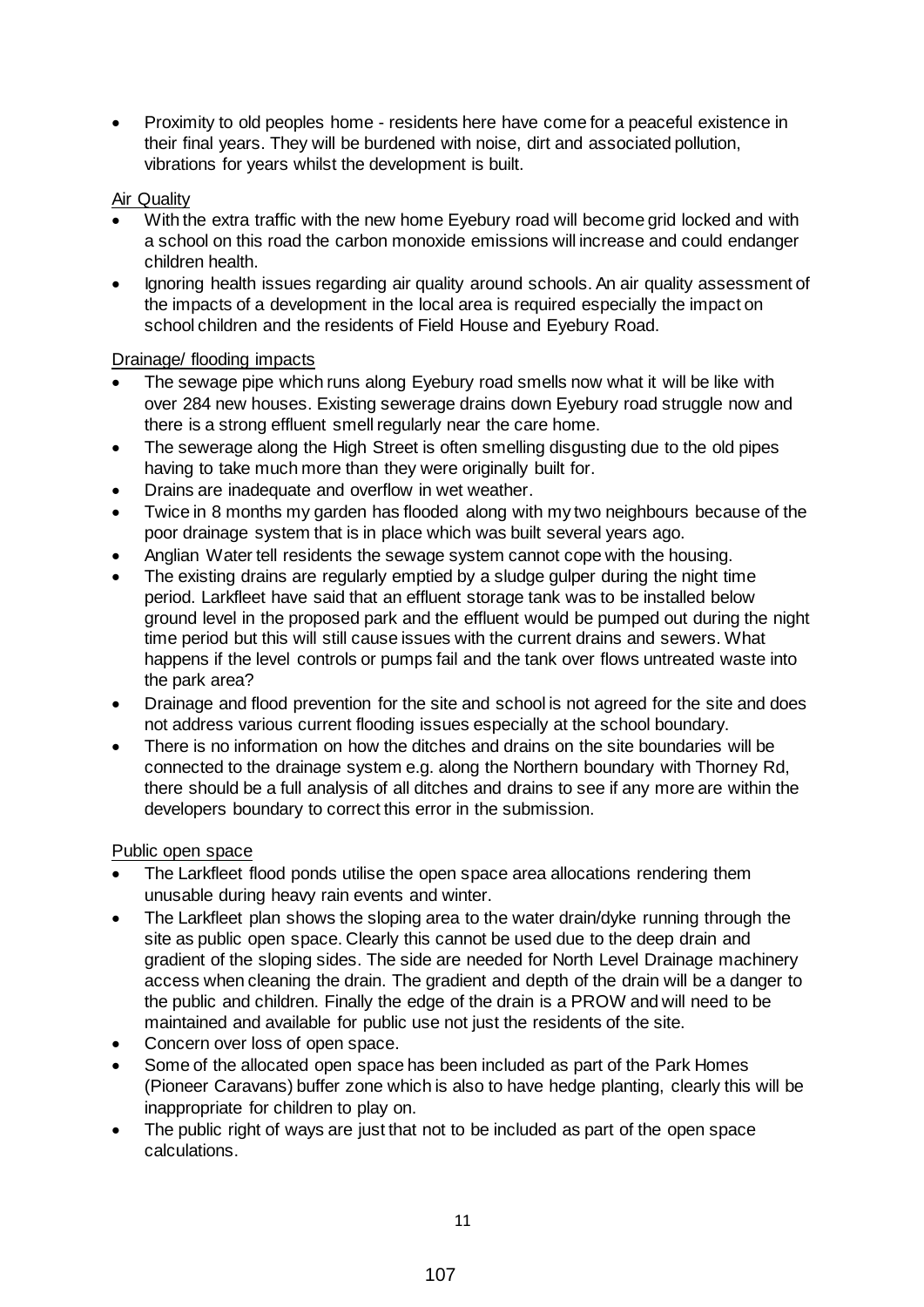- Proximity to old peoples home - residents here have come for a peaceful existence in their final years. They will be burdened with noise, dirt and associated pollution, vibrations for years whilst the development is built.

Air Quality

- With the extra traffic with the new home Eyebury road will become grid locked and with a school on this road the carbon monoxide emissions will increase and could endanger children health.
- Ignoring health issues regarding air quality around schools. An air quality assessment of the impacts of a development in the local area is required especially the impact on school children and the residents of Field House and Eyebury Road.

Drainage/ flooding impacts

- The sewage pipe which runs along Eyebury road smells now what it will be like with over 284 new houses. Existing sewerage drains down Eyebury road struggle now and there is a strong effluent smell regularly near the care home.
- The sewerage along the High Street is often smelling disgusting due to the old pipes having to take much more than they were originally built for.
- Drains are inadequate and overflow in wet weather.
- Twice in 8 months my garden has flooded along with my two neighbours because of the poor drainage system that is in place which was built several years ago.
- Anglian Water tell residents the sewage system cannot cope with the housing.
- The existing drains are regularly emptied by a sludge gulper during the night time period. Larkfleet have said that an effluent storage tank was to be installed below ground level in the proposed park and the effluent would be pumped out during the night time period but this will still cause issues with the current drains and sewers. What happens if the level controls or pumps fail and the tank over flows untreated waste into the park area?
- Drainage and flood prevention for the site and school is not agreed for the site and does not address various current flooding issues especially at the school boundary.
- There is no information on how the ditches and drains on the site boundaries will be connected to the drainage system e.g. along the Northern boundary with Thorney Rd, there should be a full analysis of all ditches and drains to see if any more are within the developers boundary to correct this error in the submission.

Public open space

- The Larkfleet flood ponds utilise the open space area allocations rendering them unusable during heavy rain events and winter.
- The Larkfleet plan shows the sloping area to the water drain/dyke running through the site as public open space. Clearly this cannot be used due to the deep drain and gradient of the sloping sides. The side are needed for North Level Drainage machinery access when cleaning the drain. The gradient and depth of the drain will be a danger to the public and children. Finally the edge of the drain is a PROW and will need to be maintained and available for public use not just the residents of the site.
- Concern over loss of open space.
- Some of the allocated open space has been included as part of the Park Homes (Pioneer Caravans) buffer zone which is also to have hedge planting, clearly this will be inappropriate for children to play on.
- The public right of ways are just that not to be included as part of the open space calculations.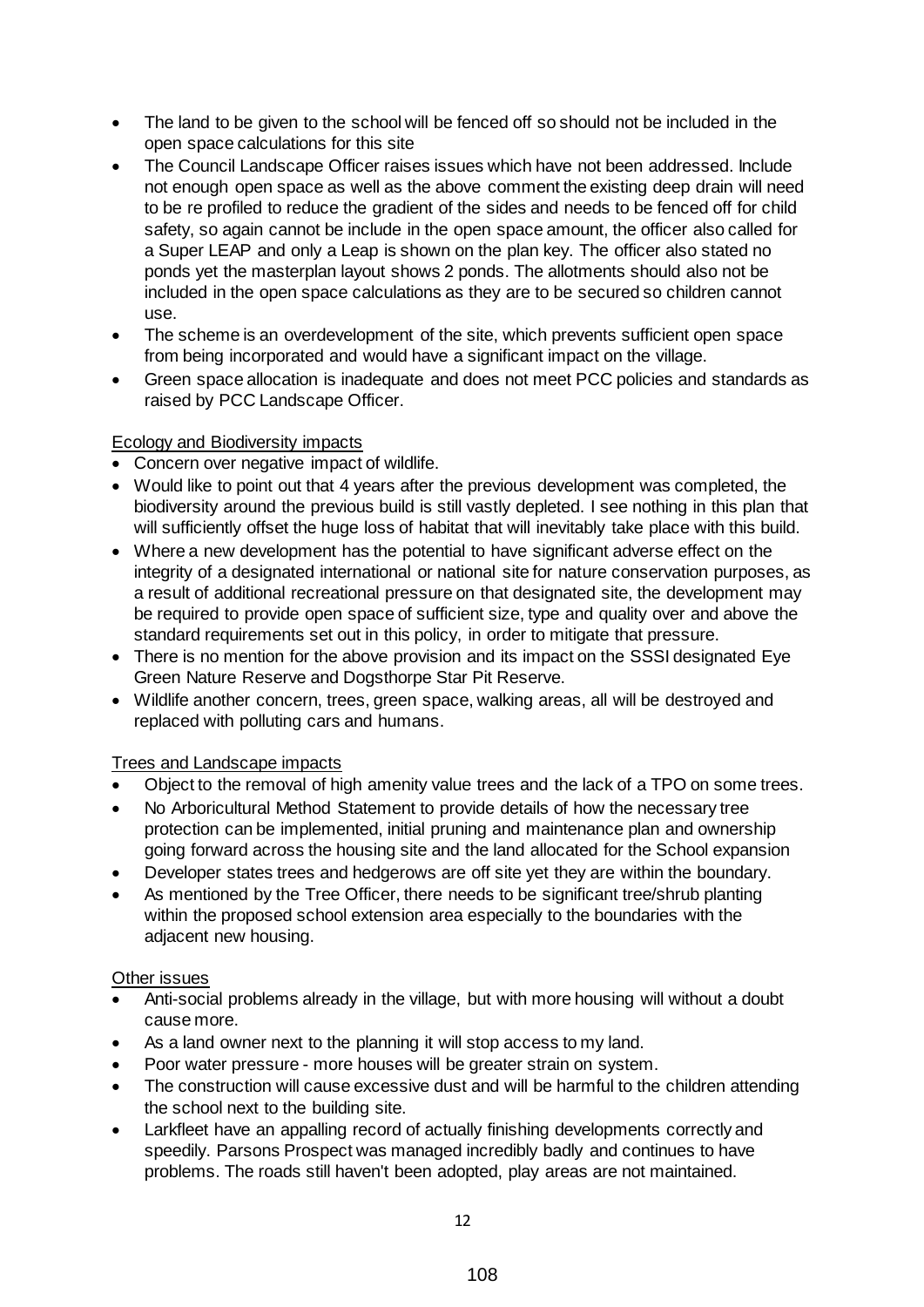- The land to be given to the school will be fenced off so should not be included in the open space calculations for this site
- The Council Landscape Officer raises issues which have not been addressed. Include not enough open space as well as the above comment the existing deep drain will need to be re profiled to reduce the gradient of the sides and needs to be fenced off for child safety, so again cannot be include in the open space amount, the officer also called for a Super LEAP and only a Leap is shown on the plan key. The officer also stated no ponds yet the masterplan layout shows 2 ponds. The allotments should also not be included in the open space calculations as they are to be secured so children cannot use.
- The scheme is an overdevelopment of the site, which prevents sufficient open space from being incorporated and would have a significant impact on the village.
- Green space allocation is inadequate and does not meet PCC policies and standards as raised by PCC Landscape Officer.

Ecology and Biodiversity impacts

- Concern over negative impact of wildlife.
- Would like to point out that 4 years after the previous development was completed, the biodiversity around the previous build is still vastly depleted. I see nothing in this plan that will sufficiently offset the huge loss of habitat that will inevitably take place with this build.
- Where a new development has the potential to have significant adverse effect on the integrity of a designated international or national site for nature conservation purposes, as a result of additional recreational pressure on that designated site, the development may be required to provide open space of sufficient size, type and quality over and above the standard requirements set out in this policy, in order to mitigate that pressure.
- There is no mention for the above provision and its impact on the SSSI designated Eye Green Nature Reserve and Dogsthorpe Star Pit Reserve.
- Wildlife another concern, trees, green space, walking areas, all will be destroyed and replaced with polluting cars and humans.

Trees and Landscape impacts

- Object to the removal of high amenity value trees and the lack of a TPO on some trees.
- No Arboricultural Method Statement to provide details of how the necessary tree protection can be implemented, initial pruning and maintenance plan and ownership going forward across the housing site and the land allocated for the School expansion
- Developer states trees and hedgerows are off site yet they are within the boundary.
- As mentioned by the Tree Officer, there needs to be significant tree/shrub planting within the proposed school extension area especially to the boundaries with the adjacent new housing.

Other issues

- Anti-social problems already in the village, but with more housing will without a doubt cause more.
- As a land owner next to the planning it will stop access to my land.
- Poor water pressure - more houses will be greater strain on system.
- The construction will cause excessive dust and will be harmful to the children attending the school next to the building site.
- Larkfleet have an appalling record of actually finishing developments correctly and speedily. Parsons Prospect was managed incredibly badly and continues to have problems. The roads still haven't been adopted, play areas are not maintained.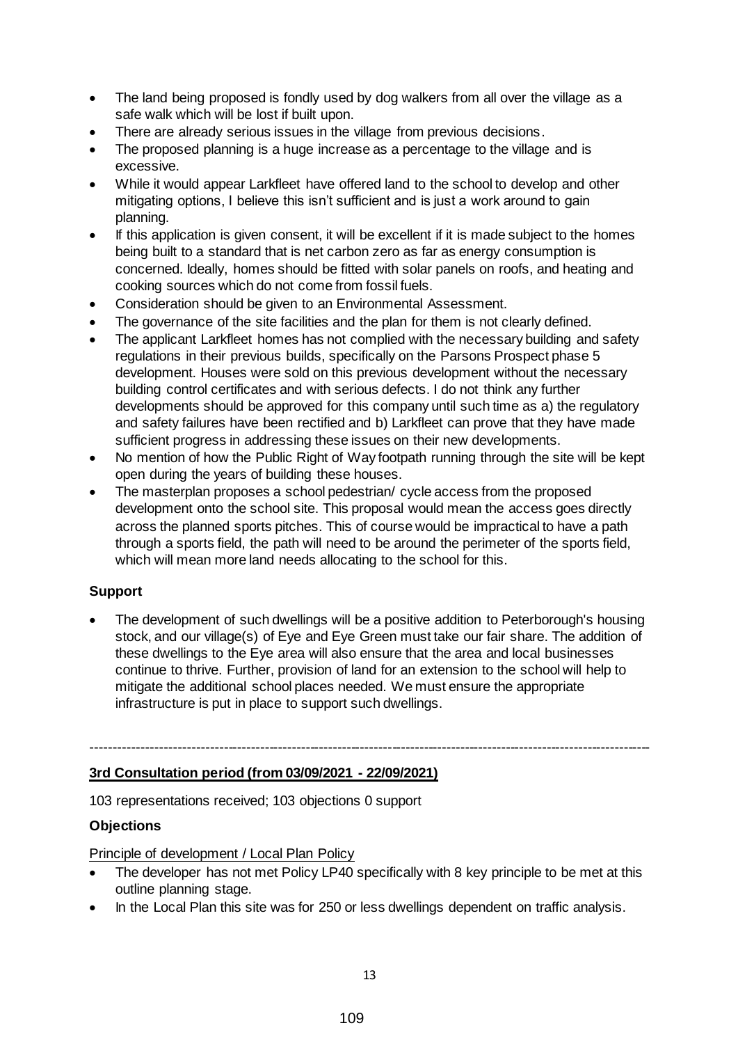- The land being proposed is fondly used by dog walkers from all over the village as a safe walk which will be lost if built upon.
- There are already serious issues in the village from previous decisions.
- The proposed planning is a huge increase as a percentage to the village and is excessive.
- While it would appear Larkfleet have offered land to the school to develop and other mitigating options, I believe this isn't sufficient and is just a work around to gain planning.
- If this application is given consent, it will be excellent if it is made subject to the homes being built to a standard that is net carbon zero as far as energy consumption is concerned. Ideally, homes should be fitted with solar panels on roofs, and heating and cooking sources which do not come from fossil fuels.
- Consideration should be given to an Environmental Assessment.
- The governance of the site facilities and the plan for them is not clearly defined.
- The applicant Larkfleet homes has not complied with the necessary building and safety regulations in their previous builds, specifically on the Parsons Prospect phase 5 development. Houses were sold on this previous development without the necessary building control certificates and with serious defects. I do not think any further developments should be approved for this company until such time as a) the regulatory and safety failures have been rectified and b) Larkfleet can prove that they have made sufficient progress in addressing these issues on their new developments.
- No mention of how the Public Right of Way footpath running through the site will be kept open during the years of building these houses.
- The masterplan proposes a school pedestrian/ cycle access from the proposed development onto the school site. This proposal would mean the access goes directly across the planned sports pitches. This of course would be impractical to have a path through a sports field, the path will need to be around the perimeter of the sports field, which will mean more land needs allocating to the school for this.

**Support**

- The development of such dwellings will be a positive addition to Peterborough's housing stock, and our village(s) of Eye and Eye Green must take our fair share. The addition of these dwellings to the Eye area will also ensure that the area and local businesses continue to thrive. Further, provision of land for an extension to the school will help to mitigate the additional school places needed. We must ensure the appropriate infrastructure is put in place to support such dwellings.

---

**3rd Consultation period (from 03/09/2021 - 22/09/2021)**

103 representations received; 103 objections 0 support

**Objections**

Principle of development / Local Plan Policy

- The developer has not met Policy LP40 specifically with 8 key principle to be met at this outline planning stage.
- In the Local Plan this site was for 250 or less dwellings dependent on traffic analysis.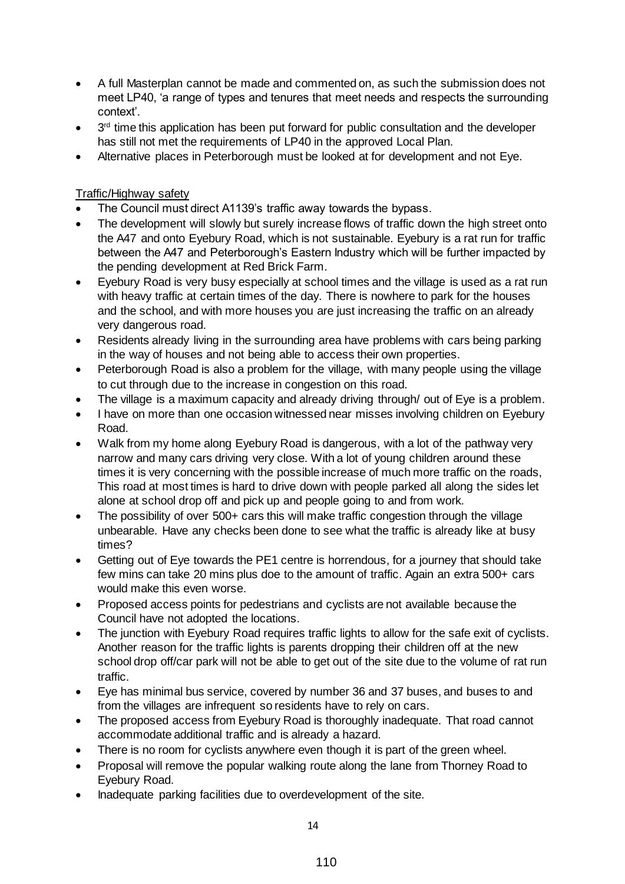- A full Masterplan cannot be made and commented on, as such the submission does not meet LP40, 'a range of types and tenures that meet needs and respects the surrounding context'.
- 3rd time this application has been put forward for public consultation and the developer has still not met the requirements of LP40 in the approved Local Plan.
- Alternative places in Peterborough must be looked at for development and not Eye.

Traffic/Highway safety

- The Council must direct A1139's traffic away towards the bypass.
- The development will slowly but surely increase flows of traffic down the high street onto the A47 and onto Eyebury Road, which is not sustainable. Eyebury is a rat run for traffic between the A47 and Peterborough's Eastern Industry which will be further impacted by the pending development at Red Brick Farm.
- Eyebury Road is very busy especially at school times and the village is used as a rat run with heavy traffic at certain times of the day. There is nowhere to park for the houses and the school, and with more houses you are just increasing the traffic on an already very dangerous road.
- Residents already living in the surrounding area have problems with cars being parking in the way of houses and not being able to access their own properties.
- Peterborough Road is also a problem for the village, with many people using the village to cut through due to the increase in congestion on this road.
- The village is a maximum capacity and already driving through/ out of Eye is a problem.
- I have on more than one occasion witnessed near misses involving children on Eyebury Road.
- Walk from my home along Eyebury Road is dangerous, with a lot of the pathway very narrow and many cars driving very close. With a lot of young children around these times it is very concerning with the possible increase of much more traffic on the roads, This road at most times is hard to drive down with people parked all along the sides let alone at school drop off and pick up and people going to and from work.
- The possibility of over 500+ cars this will make traffic congestion through the village unbearable. Have any checks been done to see what the traffic is already like at busy times?
- Getting out of Eye towards the PE1 centre is horrendous, for a journey that should take few mins can take 20 mins plus doe to the amount of traffic. Again an extra 500+ cars would make this even worse.
- Proposed access points for pedestrians and cyclists are not available because the Council have not adopted the locations.
- The junction with Eyebury Road requires traffic lights to allow for the safe exit of cyclists. Another reason for the traffic lights is parents dropping their children off at the new school drop off/car park will not be able to get out of the site due to the volume of rat run traffic.
- Eye has minimal bus service, covered by number 36 and 37 buses, and buses to and from the villages are infrequent so residents have to rely on cars.
- The proposed access from Eyebury Road is thoroughly inadequate. That road cannot accommodate additional traffic and is already a hazard.
- There is no room for cyclists anywhere even though it is part of the green wheel.
- Proposal will remove the popular walking route along the lane from Thorney Road to Eyebury Road.
- Inadequate parking facilities due to overdevelopment of the site.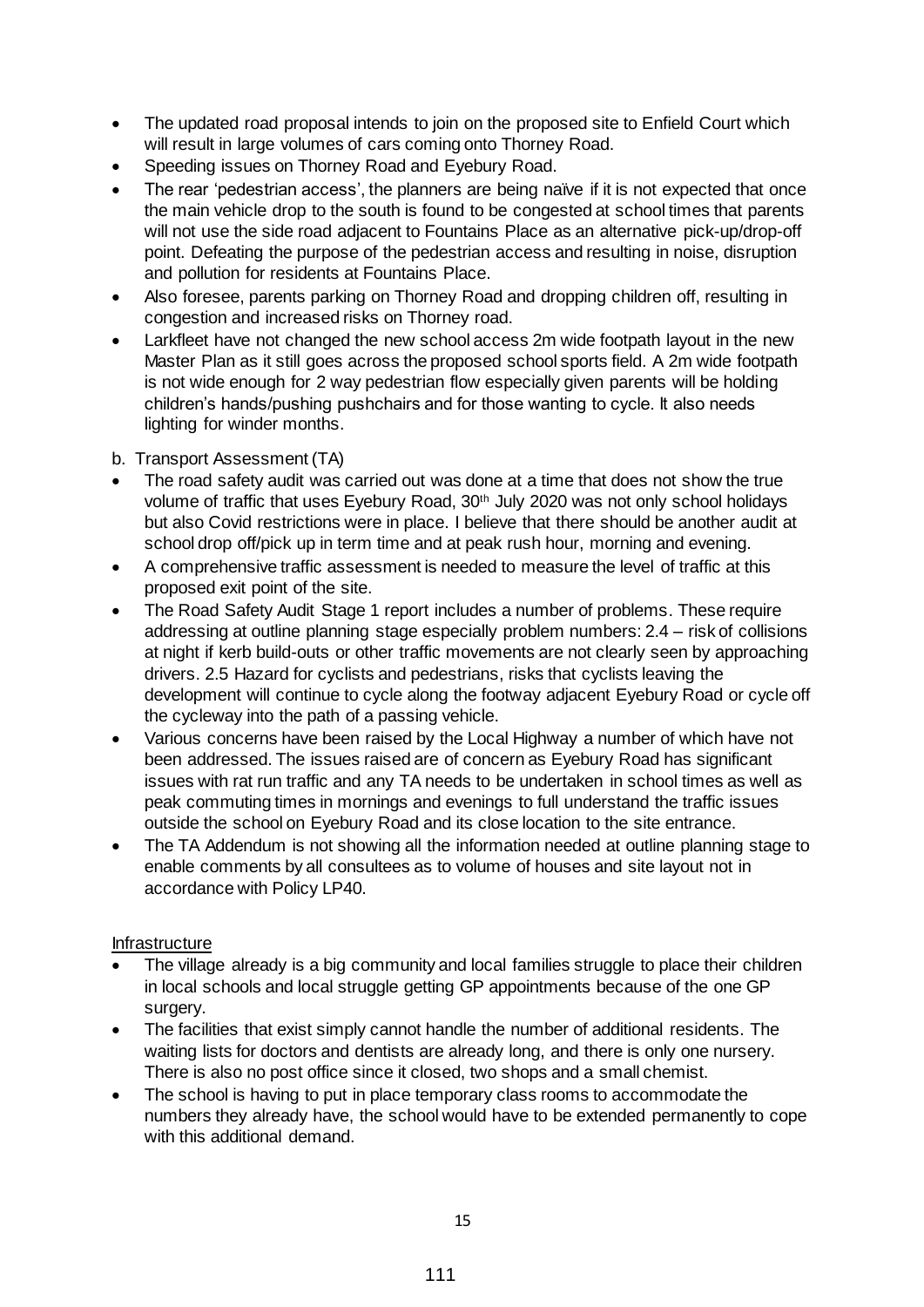- The updated road proposal intends to join on the proposed site to Enfield Court which will result in large volumes of cars coming onto Thorney Road.
- Speeding issues on Thorney Road and Eyebury Road.
- The rear 'pedestrian access', the planners are being naïve if it is not expected that once the main vehicle drop to the south is found to be congested at school times that parents will not use the side road adjacent to Fountains Place as an alternative pick-up/drop-off point. Defeating the purpose of the pedestrian access and resulting in noise, disruption and pollution for residents at Fountains Place.
- Also foresee, parents parking on Thorney Road and dropping children off, resulting in congestion and increased risks on Thorney road.
- Larkfleet have not changed the new school access 2m wide footpath layout in the new Master Plan as it still goes across the proposed school sports field. A 2m wide footpath is not wide enough for 2 way pedestrian flow especially given parents will be holding children's hands/pushing pushchairs and for those wanting to cycle. It also needs lighting for winder months.

b. Transport Assessment (TA)

- The road safety audit was carried out was done at a time that does not show the true volume of traffic that uses Eyebury Road, 30th July 2020 was not only school holidays but also Covid restrictions were in place. I believe that there should be another audit at school drop off/pick up in term time and at peak rush hour, morning and evening.
- A comprehensive traffic assessment is needed to measure the level of traffic at this proposed exit point of the site.
- The Road Safety Audit Stage 1 report includes a number of problems. These require addressing at outline planning stage especially problem numbers: 2.4 – risk of collisions at night if kerb build-outs or other traffic movements are not clearly seen by approaching drivers. 2.5 Hazard for cyclists and pedestrians, risks that cyclists leaving the development will continue to cycle along the footway adjacent Eyebury Road or cycle off the cycleway into the path of a passing vehicle.
- Various concerns have been raised by the Local Highway a number of which have not been addressed. The issues raised are of concern as Eyebury Road has significant issues with rat run traffic and any TA needs to be undertaken in school times as well as peak commuting times in mornings and evenings to full understand the traffic issues outside the school on Eyebury Road and its close location to the site entrance.
- The TA Addendum is not showing all the information needed at outline planning stage to enable comments by all consultees as to volume of houses and site layout not in accordance with Policy LP40.

Infrastructure

- The village already is a big community and local families struggle to place their children in local schools and local struggle getting GP appointments because of the one GP surgery.
- The facilities that exist simply cannot handle the number of additional residents. The waiting lists for doctors and dentists are already long, and there is only one nursery. There is also no post office since it closed, two shops and a small chemist.
- The school is having to put in place temporary class rooms to accommodate the numbers they already have, the school would have to be extended permanently to cope with this additional demand.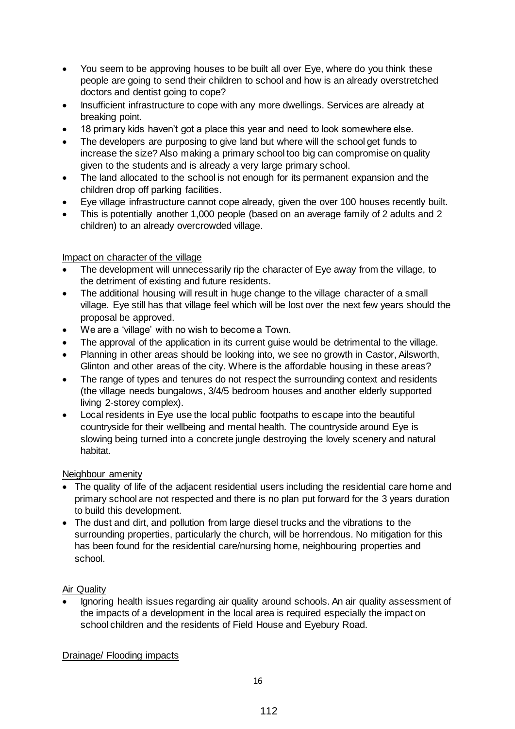- You seem to be approving houses to be built all over Eye, where do you think these people are going to send their children to school and how is an already overstretched doctors and dentist going to cope?
- Insufficient infrastructure to cope with any more dwellings. Services are already at breaking point.
- 18 primary kids haven't got a place this year and need to look somewhere else.
- The developers are purposing to give land but where will the school get funds to increase the size? Also making a primary school too big can compromise on quality given to the students and is already a very large primary school.
- The land allocated to the school is not enough for its permanent expansion and the children drop off parking facilities.
- Eye village infrastructure cannot cope already, given the over 100 houses recently built.
- This is potentially another 1,000 people (based on an average family of 2 adults and 2 children) to an already overcrowded village.

Impact on character of the village

- The development will unnecessarily rip the character of Eye away from the village, to the detriment of existing and future residents.
- The additional housing will result in huge change to the village character of a small village. Eye still has that village feel which will be lost over the next few years should the proposal be approved.
- We are a 'village' with no wish to become a Town.
- The approval of the application in its current guise would be detrimental to the village.
- Planning in other areas should be looking into, we see no growth in Castor, Ailsworth, Glinton and other areas of the city. Where is the affordable housing in these areas?
- The range of types and tenures do not respect the surrounding context and residents (the village needs bungalows, 3/4/5 bedroom houses and another elderly supported living 2-storey complex).
- Local residents in Eye use the local public footpaths to escape into the beautiful countryside for their wellbeing and mental health. The countryside around Eye is slowing being turned into a concrete jungle destroying the lovely scenery and natural habitat.

Neighbour amenity

- The quality of life of the adjacent residential users including the residential care home and primary school are not respected and there is no plan put forward for the 3 years duration to build this development.
- The dust and dirt, and pollution from large diesel trucks and the vibrations to the surrounding properties, particularly the church, will be horrendous. No mitigation for this has been found for the residential care/nursing home, neighbouring properties and school.

Air Quality

- Ignoring health issues regarding air quality around schools. An air quality assessment of the impacts of a development in the local area is required especially the impact on school children and the residents of Field House and Eyebury Road.

Drainage/ Flooding impacts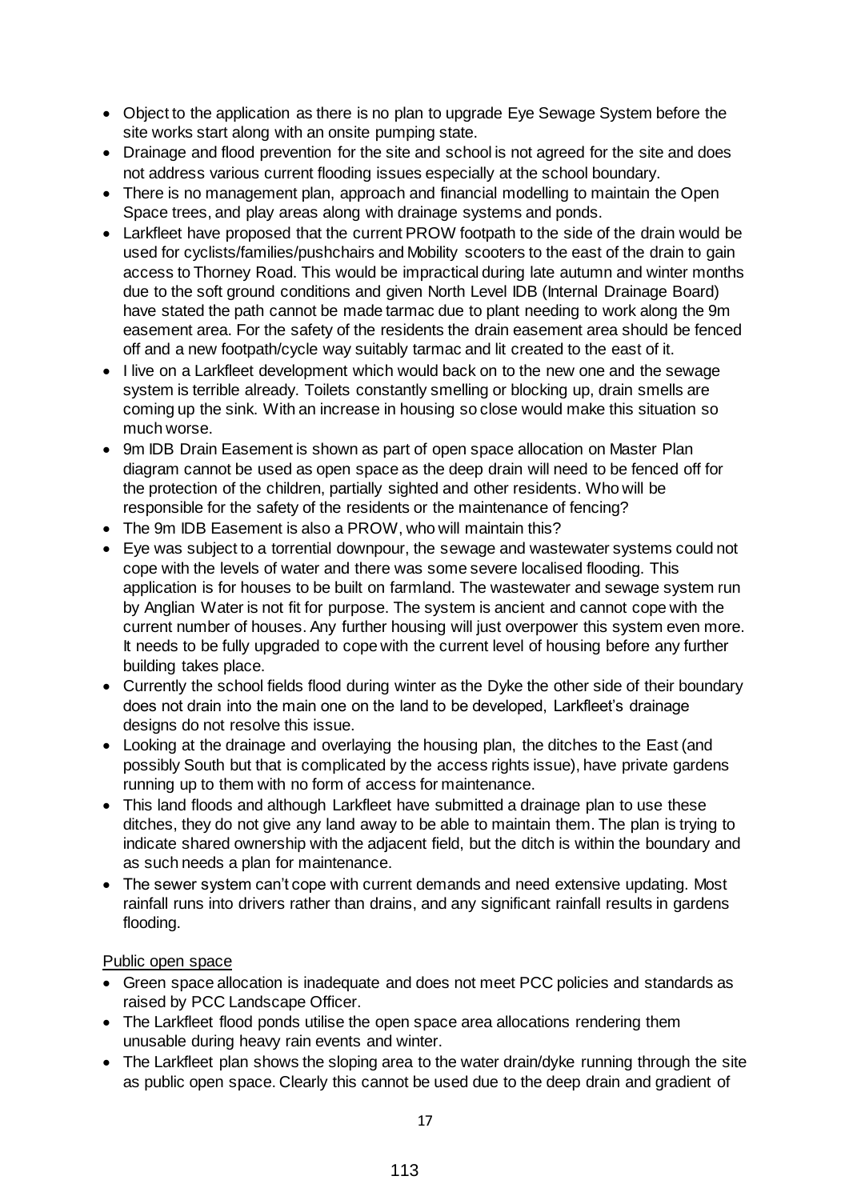- Object to the application as there is no plan to upgrade Eye Sewage System before the site works start along with an onsite pumping state.
- Drainage and flood prevention for the site and school is not agreed for the site and does not address various current flooding issues especially at the school boundary.
- There is no management plan, approach and financial modelling to maintain the Open Space trees, and play areas along with drainage systems and ponds.
- Larkfleet have proposed that the current PROW footpath to the side of the drain would be used for cyclists/families/pushchairs and Mobility scooters to the east of the drain to gain access to Thorney Road. This would be impractical during late autumn and winter months due to the soft ground conditions and given North Level IDB (Internal Drainage Board) have stated the path cannot be made tarmac due to plant needing to work along the 9m easement area. For the safety of the residents the drain easement area should be fenced off and a new footpath/cycle way suitably tarmac and lit created to the east of it.
- I live on a Larkfleet development which would back on to the new one and the sewage system is terrible already. Toilets constantly smelling or blocking up, drain smells are coming up the sink. With an increase in housing so close would make this situation so much worse.
- 9m IDB Drain Easement is shown as part of open space allocation on Master Plan diagram cannot be used as open space as the deep drain will need to be fenced off for the protection of the children, partially sighted and other residents. Who will be responsible for the safety of the residents or the maintenance of fencing?
- The 9m IDB Easement is also a PROW, who will maintain this?
- Eye was subject to a torrential downpour, the sewage and wastewater systems could not cope with the levels of water and there was some severe localised flooding. This application is for houses to be built on farmland. The wastewater and sewage system run by Anglian Water is not fit for purpose. The system is ancient and cannot cope with the current number of houses. Any further housing will just overpower this system even more. It needs to be fully upgraded to cope with the current level of housing before any further building takes place.
- Currently the school fields flood during winter as the Dyke the other side of their boundary does not drain into the main one on the land to be developed, Larkfleet's drainage designs do not resolve this issue.
- Looking at the drainage and overlaying the housing plan, the ditches to the East (and possibly South but that is complicated by the access rights issue), have private gardens running up to them with no form of access for maintenance.
- This land floods and although Larkfleet have submitted a drainage plan to use these ditches, they do not give any land away to be able to maintain them. The plan is trying to indicate shared ownership with the adjacent field, but the ditch is within the boundary and as such needs a plan for maintenance.
- The sewer system can't cope with current demands and need extensive updating. Most rainfall runs into drivers rather than drains, and any significant rainfall results in gardens flooding.

Public open space

- Green space allocation is inadequate and does not meet PCC policies and standards as raised by PCC Landscape Officer.
- The Larkfleet flood ponds utilise the open space area allocations rendering them unusable during heavy rain events and winter.
- The Larkfleet plan shows the sloping area to the water drain/dyke running through the site as public open space. Clearly this cannot be used due to the deep drain and gradient of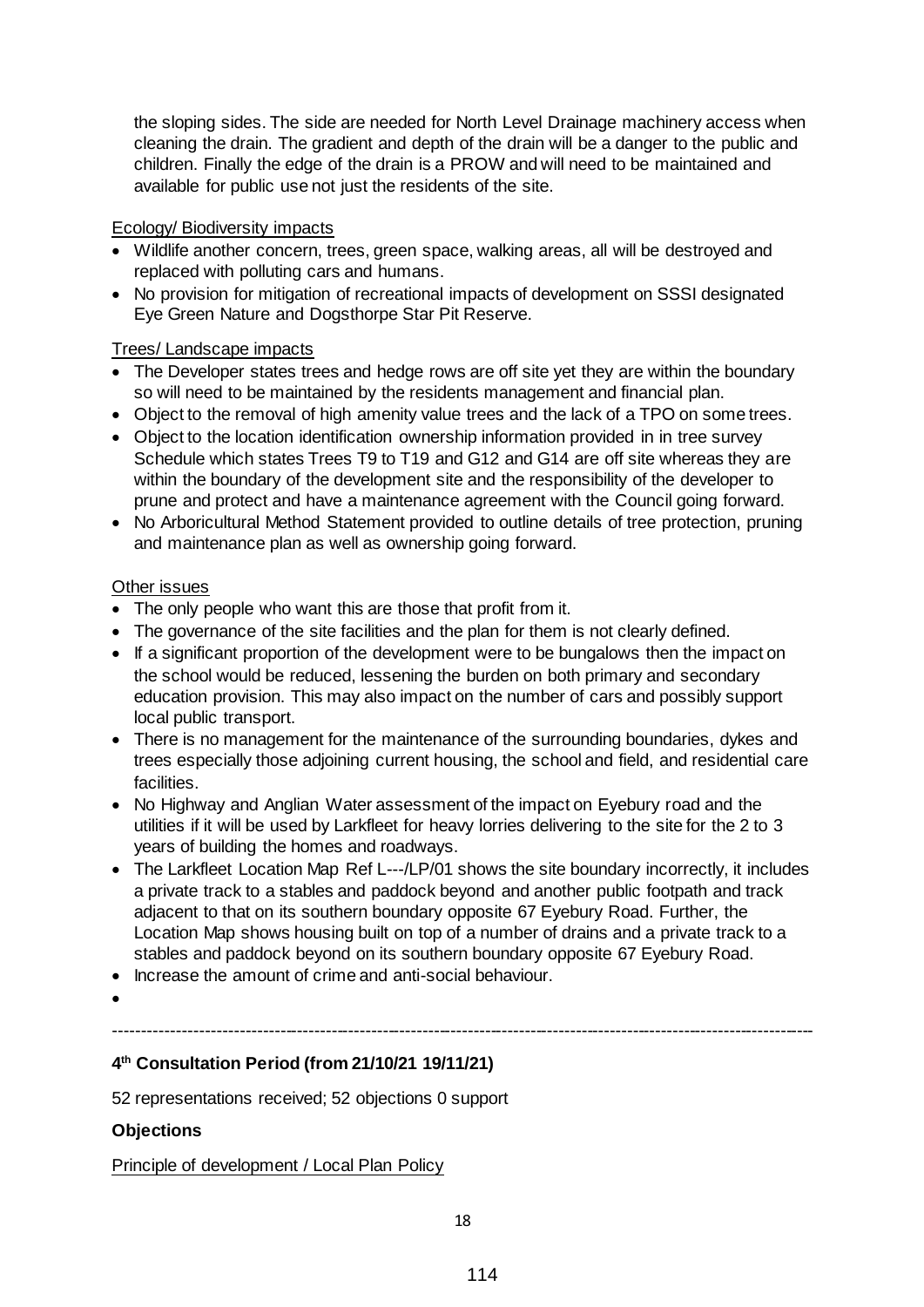the sloping sides. The side are needed for North Level Drainage machinery access when cleaning the drain. The gradient and depth of the drain will be a danger to the public and children. Finally the edge of the drain is a PROW and will need to be maintained and available for public use not just the residents of the site.

Ecology/ Biodiversity impacts

- Wildlife another concern, trees, green space, walking areas, all will be destroyed and replaced with polluting cars and humans.
- No provision for mitigation of recreational impacts of development on SSSI designated Eye Green Nature and Dogsthorpe Star Pit Reserve.

Trees/ Landscape impacts

- The Developer states trees and hedge rows are off site yet they are within the boundary so will need to be maintained by the residents management and financial plan.
- Object to the removal of high amenity value trees and the lack of a TPO on some trees.
- Object to the location identification ownership information provided in in tree survey Schedule which states Trees T9 to T19 and G12 and G14 are off site whereas they are within the boundary of the development site and the responsibility of the developer to prune and protect and have a maintenance agreement with the Council going forward.
- No Arboricultural Method Statement provided to outline details of tree protection, pruning and maintenance plan as well as ownership going forward.

Other issues

- The only people who want this are those that profit from it.
- The governance of the site facilities and the plan for them is not clearly defined.
- If a significant proportion of the development were to be bungalows then the impact on the school would be reduced, lessening the burden on both primary and secondary education provision. This may also impact on the number of cars and possibly support local public transport.
- There is no management for the maintenance of the surrounding boundaries, dykes and trees especially those adjoining current housing, the school and field, and residential care facilities.
- No Highway and Anglian Water assessment of the impact on Eyebury road and the utilities if it will be used by Larkfleet for heavy lorries delivering to the site for the 2 to 3 years of building the homes and roadways.
- The Larkfleet Location Map Ref L---/LP/01 shows the site boundary incorrectly, it includes a private track to a stables and paddock beyond and another public footpath and track adjacent to that on its southern boundary opposite 67 Eyebury Road. Further, the Location Map shows housing built on top of a number of drains and a private track to a stables and paddock beyond on its southern boundary opposite 67 Eyebury Road.
- Increase the amount of crime and anti-social behaviour.

---

**4th Consultation Period (from 21/10/21 19/11/21)**

52 representations received; 52 objections 0 support

**Objections**

Principle of development / Local Plan Policy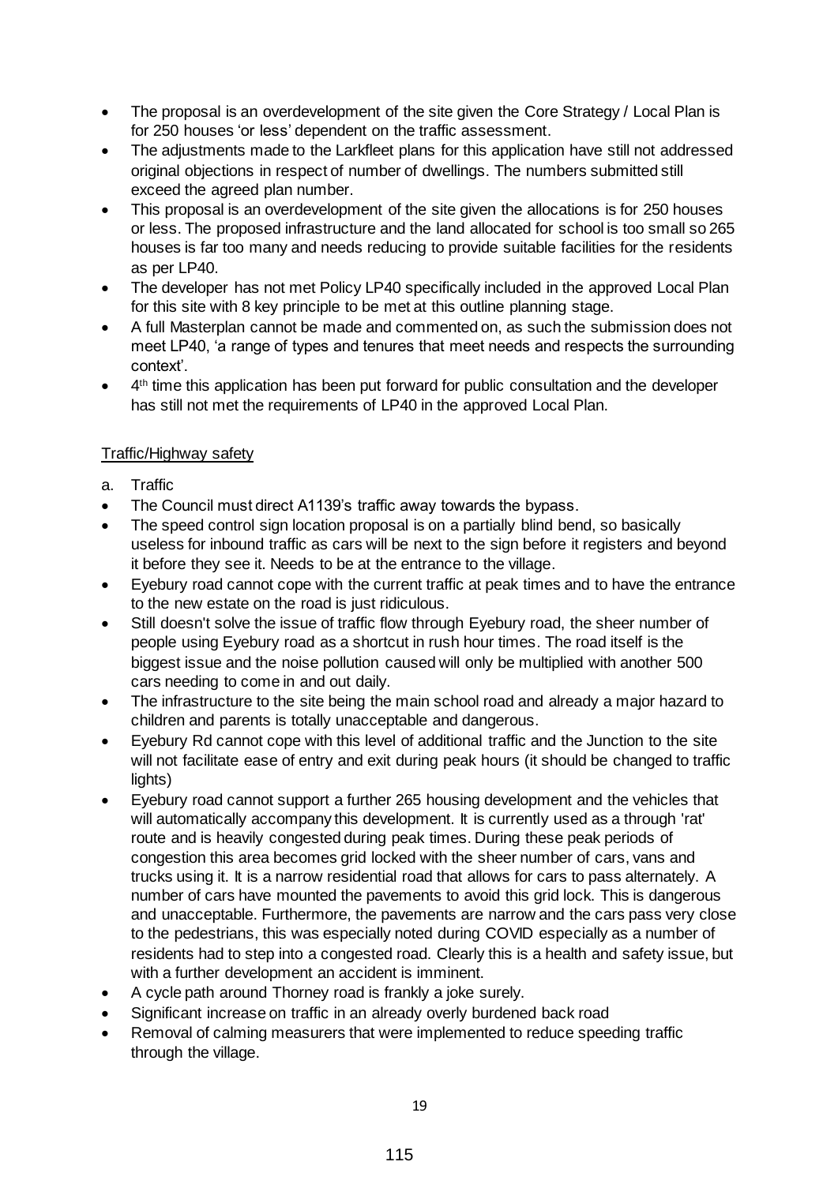- The proposal is an overdevelopment of the site given the Core Strategy / Local Plan is for 250 houses 'or less' dependent on the traffic assessment.
- The adjustments made to the Larkfleet plans for this application have still not addressed original objections in respect of number of dwellings. The numbers submitted still exceed the agreed plan number.
- This proposal is an overdevelopment of the site given the allocations is for 250 houses or less. The proposed infrastructure and the land allocated for school is too small so 265 houses is far too many and needs reducing to provide suitable facilities for the residents as per LP40.
- The developer has not met Policy LP40 specifically included in the approved Local Plan for this site with 8 key principle to be met at this outline planning stage.
- A full Masterplan cannot be made and commented on, as such the submission does not meet LP40, 'a range of types and tenures that meet needs and respects the surrounding context'.
- 4th time this application has been put forward for public consultation and the developer has still not met the requirements of LP40 in the approved Local Plan.

<u>Traffic/Highway safety</u>

a. Traffic

- The Council must direct A1139's traffic away towards the bypass.
- The speed control sign location proposal is on a partially blind bend, so basically useless for inbound traffic as cars will be next to the sign before it registers and beyond it before they see it. Needs to be at the entrance to the village.
- Eyebury road cannot cope with the current traffic at peak times and to have the entrance to the new estate on the road is just ridiculous.
- Still doesn't solve the issue of traffic flow through Eyebury road, the sheer number of people using Eyebury road as a shortcut in rush hour times. The road itself is the biggest issue and the noise pollution caused will only be multiplied with another 500 cars needing to come in and out daily.
- The infrastructure to the site being the main school road and already a major hazard to children and parents is totally unacceptable and dangerous.
- Eyebury Rd cannot cope with this level of additional traffic and the Junction to the site will not facilitate ease of entry and exit during peak hours (it should be changed to traffic lights)
- Eyebury road cannot support a further 265 housing development and the vehicles that will automatically accompany this development. It is currently used as a through 'rat' route and is heavily congested during peak times. During these peak periods of congestion this area becomes grid locked with the sheer number of cars, vans and trucks using it. It is a narrow residential road that allows for cars to pass alternately. A number of cars have mounted the pavements to avoid this grid lock. This is dangerous and unacceptable. Furthermore, the pavements are narrow and the cars pass very close to the pedestrians, this was especially noted during COVID especially as a number of residents had to step into a congested road. Clearly this is a health and safety issue, but with a further development an accident is imminent.
- A cycle path around Thorney road is frankly a joke surely.
- Significant increase on traffic in an already overly burdened back road
- Removal of calming measurers that were implemented to reduce speeding traffic through the village.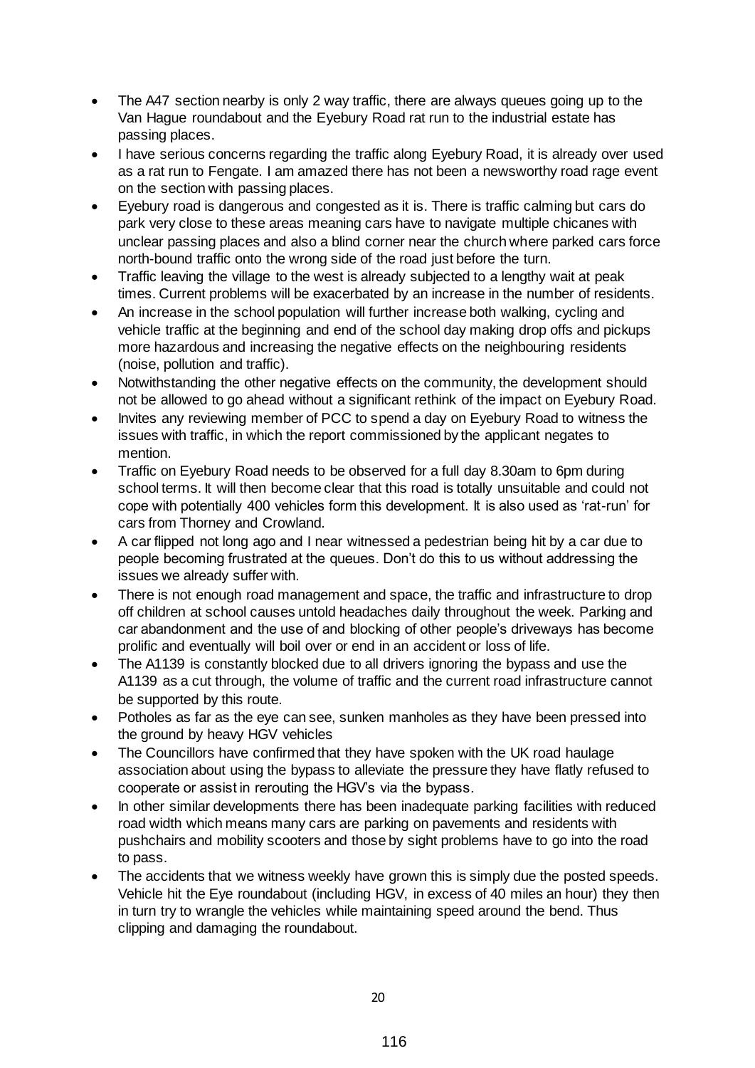- The A47 section nearby is only 2 way traffic, there are always queues going up to the Van Hague roundabout and the Eyebury Road rat run to the industrial estate has passing places.
- I have serious concerns regarding the traffic along Eyebury Road, it is already over used as a rat run to Fengate. I am amazed there has not been a newsworthy road rage event on the section with passing places.
- Eyebury road is dangerous and congested as it is. There is traffic calming but cars do park very close to these areas meaning cars have to navigate multiple chicanes with unclear passing places and also a blind corner near the church where parked cars force north-bound traffic onto the wrong side of the road just before the turn.
- Traffic leaving the village to the west is already subjected to a lengthy wait at peak times. Current problems will be exacerbated by an increase in the number of residents.
- An increase in the school population will further increase both walking, cycling and vehicle traffic at the beginning and end of the school day making drop offs and pickups more hazardous and increasing the negative effects on the neighbouring residents (noise, pollution and traffic).
- Notwithstanding the other negative effects on the community, the development should not be allowed to go ahead without a significant rethink of the impact on Eyebury Road.
- Invites any reviewing member of PCC to spend a day on Eyebury Road to witness the issues with traffic, in which the report commissioned by the applicant negates to mention.
- Traffic on Eyebury Road needs to be observed for a full day 8.30am to 6pm during school terms. It will then become clear that this road is totally unsuitable and could not cope with potentially 400 vehicles form this development. It is also used as 'rat-run' for cars from Thorney and Crowland.
- A car flipped not long ago and I near witnessed a pedestrian being hit by a car due to people becoming frustrated at the queues. Don't do this to us without addressing the issues we already suffer with.
- There is not enough road management and space, the traffic and infrastructure to drop off children at school causes untold headaches daily throughout the week. Parking and car abandonment and the use of and blocking of other people's driveways has become prolific and eventually will boil over or end in an accident or loss of life.
- The A1139 is constantly blocked due to all drivers ignoring the bypass and use the A1139 as a cut through, the volume of traffic and the current road infrastructure cannot be supported by this route.
- Potholes as far as the eye can see, sunken manholes as they have been pressed into the ground by heavy HGV vehicles
- The Councillors have confirmed that they have spoken with the UK road haulage association about using the bypass to alleviate the pressure they have flatly refused to cooperate or assist in rerouting the HGV's via the bypass.
- In other similar developments there has been inadequate parking facilities with reduced road width which means many cars are parking on pavements and residents with pushchairs and mobility scooters and those by sight problems have to go into the road to pass.
- The accidents that we witness weekly have grown this is simply due the posted speeds. Vehicle hit the Eye roundabout (including HGV, in excess of 40 miles an hour) they then in turn try to wrangle the vehicles while maintaining speed around the bend. Thus clipping and damaging the roundabout.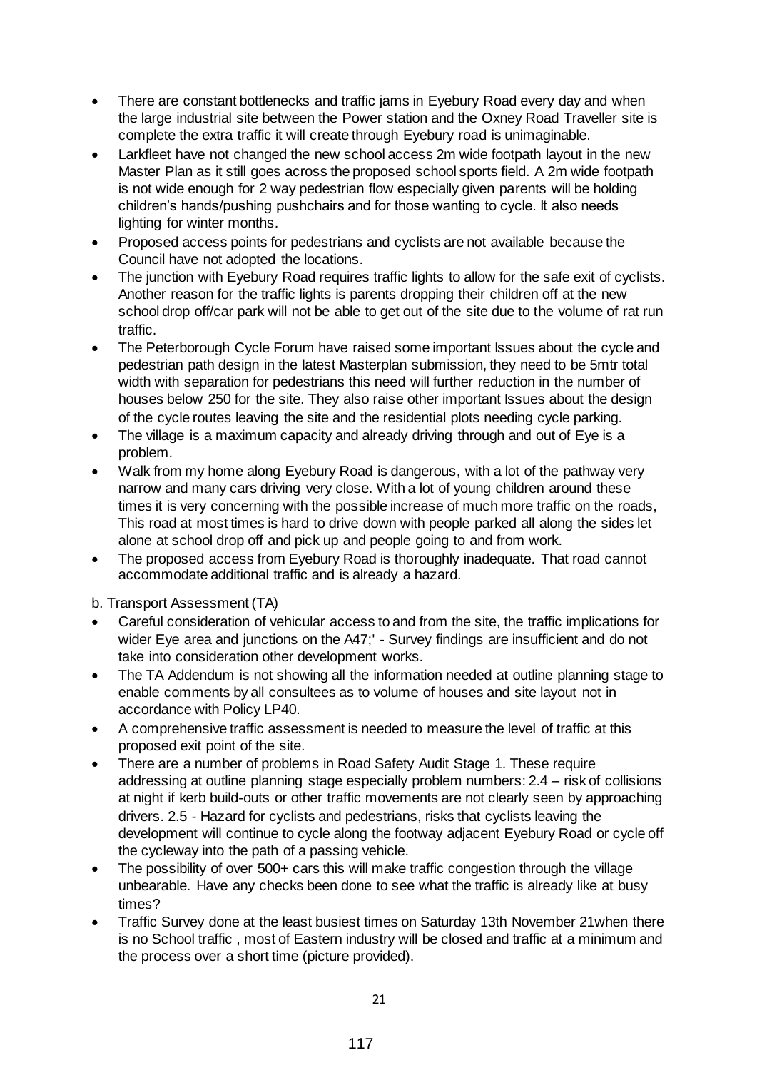- There are constant bottlenecks and traffic jams in Eyebury Road every day and when the large industrial site between the Power station and the Oxney Road Traveller site is complete the extra traffic it will create through Eyebury road is unimaginable.
- Larkfleet have not changed the new school access 2m wide footpath layout in the new Master Plan as it still goes across the proposed school sports field. A 2m wide footpath is not wide enough for 2 way pedestrian flow especially given parents will be holding children's hands/pushing pushchairs and for those wanting to cycle. It also needs lighting for winter months.
- Proposed access points for pedestrians and cyclists are not available because the Council have not adopted the locations.
- The junction with Eyebury Road requires traffic lights to allow for the safe exit of cyclists. Another reason for the traffic lights is parents dropping their children off at the new school drop off/car park will not be able to get out of the site due to the volume of rat run traffic.
- The Peterborough Cycle Forum have raised some important Issues about the cycle and pedestrian path design in the latest Masterplan submission, they need to be 5mtr total width with separation for pedestrians this need will further reduction in the number of houses below 250 for the site. They also raise other important Issues about the design of the cycle routes leaving the site and the residential plots needing cycle parking.
- The village is a maximum capacity and already driving through and out of Eye is a problem.
- Walk from my home along Eyebury Road is dangerous, with a lot of the pathway very narrow and many cars driving very close. With a lot of young children around these times it is very concerning with the possible increase of much more traffic on the roads, This road at most times is hard to drive down with people parked all along the sides let alone at school drop off and pick up and people going to and from work.
- The proposed access from Eyebury Road is thoroughly inadequate. That road cannot accommodate additional traffic and is already a hazard.

b. Transport Assessment (TA)

- Careful consideration of vehicular access to and from the site, the traffic implications for wider Eye area and junctions on the A47;' - Survey findings are insufficient and do not take into consideration other development works.
- The TA Addendum is not showing all the information needed at outline planning stage to enable comments by all consultees as to volume of houses and site layout not in accordance with Policy LP40.
- A comprehensive traffic assessment is needed to measure the level of traffic at this proposed exit point of the site.
- There are a number of problems in Road Safety Audit Stage 1. These require addressing at outline planning stage especially problem numbers: 2.4 – risk of collisions at night if kerb build-outs or other traffic movements are not clearly seen by approaching drivers. 2.5 - Hazard for cyclists and pedestrians, risks that cyclists leaving the development will continue to cycle along the footway adjacent Eyebury Road or cycle off the cycleway into the path of a passing vehicle.
- The possibility of over 500+ cars this will make traffic congestion through the village unbearable. Have any checks been done to see what the traffic is already like at busy times?
- Traffic Survey done at the least busiest times on Saturday 13th November 21when there is no School traffic , most of Eastern industry will be closed and traffic at a minimum and the process over a short time (picture provided).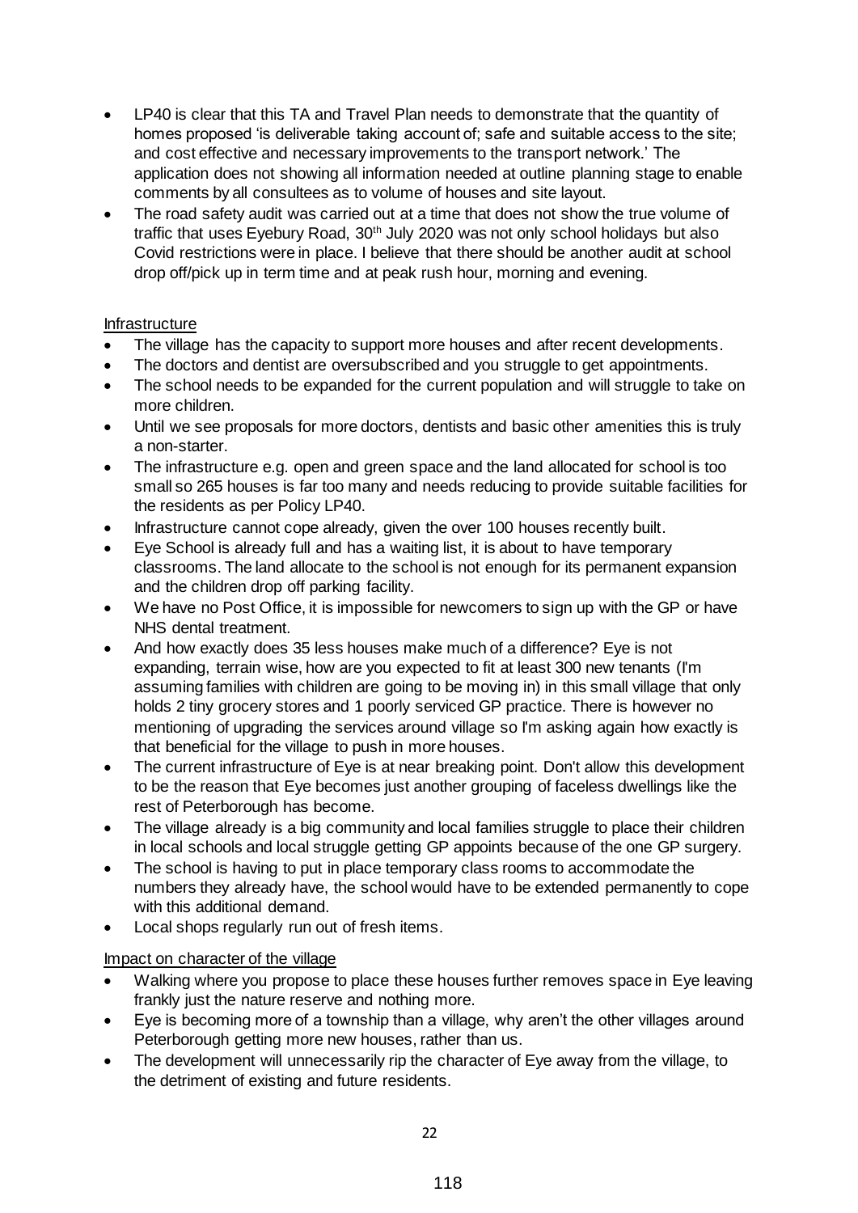- LP40 is clear that this TA and Travel Plan needs to demonstrate that the quantity of homes proposed 'is deliverable taking account of; safe and suitable access to the site; and cost effective and necessary improvements to the transport network.' The application does not showing all information needed at outline planning stage to enable comments by all consultees as to volume of houses and site layout.
- The road safety audit was carried out at a time that does not show the true volume of traffic that uses Eyebury Road, 30th July 2020 was not only school holidays but also Covid restrictions were in place. I believe that there should be another audit at school drop off/pick up in term time and at peak rush hour, morning and evening.

Infrastructure

- The village has the capacity to support more houses and after recent developments.
- The doctors and dentist are oversubscribed and you struggle to get appointments.
- The school needs to be expanded for the current population and will struggle to take on more children.
- Until we see proposals for more doctors, dentists and basic other amenities this is truly a non-starter.
- The infrastructure e.g. open and green space and the land allocated for school is too small so 265 houses is far too many and needs reducing to provide suitable facilities for the residents as per Policy LP40.
- Infrastructure cannot cope already, given the over 100 houses recently built.
- Eye School is already full and has a waiting list, it is about to have temporary classrooms. The land allocate to the school is not enough for its permanent expansion and the children drop off parking facility.
- We have no Post Office, it is impossible for newcomers to sign up with the GP or have NHS dental treatment.
- And how exactly does 35 less houses make much of a difference? Eye is not expanding, terrain wise, how are you expected to fit at least 300 new tenants (I'm assuming families with children are going to be moving in) in this small village that only holds 2 tiny grocery stores and 1 poorly serviced GP practice. There is however no mentioning of upgrading the services around village so I'm asking again how exactly is that beneficial for the village to push in more houses.
- The current infrastructure of Eye is at near breaking point. Don't allow this development to be the reason that Eye becomes just another grouping of faceless dwellings like the rest of Peterborough has become.
- The village already is a big community and local families struggle to place their children in local schools and local struggle getting GP appoints because of the one GP surgery.
- The school is having to put in place temporary class rooms to accommodate the numbers they already have, the school would have to be extended permanently to cope with this additional demand.
- Local shops regularly run out of fresh items.

Impact on character of the village

- Walking where you propose to place these houses further removes space in Eye leaving frankly just the nature reserve and nothing more.
- Eye is becoming more of a township than a village, why aren't the other villages around Peterborough getting more new houses, rather than us.
- The development will unnecessarily rip the character of Eye away from the village, to the detriment of existing and future residents.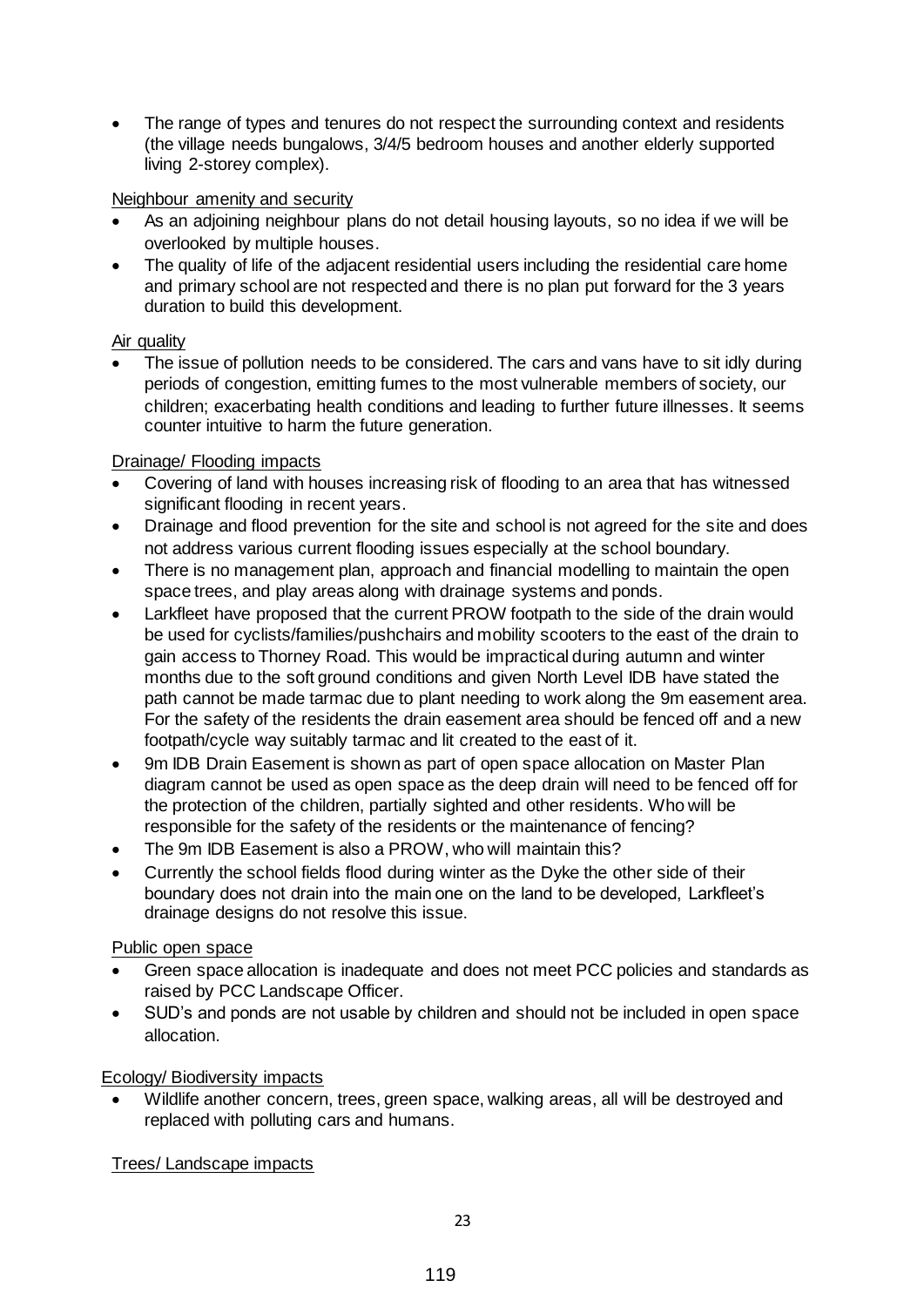- The range of types and tenures do not respect the surrounding context and residents (the village needs bungalows, 3/4/5 bedroom houses and another elderly supported living 2-storey complex).

Neighbour amenity and security

- As an adjoining neighbour plans do not detail housing layouts, so no idea if we will be overlooked by multiple houses.
- The quality of life of the adjacent residential users including the residential care home and primary school are not respected and there is no plan put forward for the 3 years duration to build this development.

Air quality

- The issue of pollution needs to be considered. The cars and vans have to sit idly during periods of congestion, emitting fumes to the most vulnerable members of society, our children; exacerbating health conditions and leading to further future illnesses. It seems counter intuitive to harm the future generation.

Drainage/ Flooding impacts

- Covering of land with houses increasing risk of flooding to an area that has witnessed significant flooding in recent years.
- Drainage and flood prevention for the site and school is not agreed for the site and does not address various current flooding issues especially at the school boundary.
- There is no management plan, approach and financial modelling to maintain the open space trees, and play areas along with drainage systems and ponds.
- Larkfleet have proposed that the current PROW footpath to the side of the drain would be used for cyclists/families/pushchairs and mobility scooters to the east of the drain to gain access to Thorney Road. This would be impractical during autumn and winter months due to the soft ground conditions and given North Level IDB have stated the path cannot be made tarmac due to plant needing to work along the 9m easement area. For the safety of the residents the drain easement area should be fenced off and a new footpath/cycle way suitably tarmac and lit created to the east of it.
- 9m IDB Drain Easement is shown as part of open space allocation on Master Plan diagram cannot be used as open space as the deep drain will need to be fenced off for the protection of the children, partially sighted and other residents. Who will be responsible for the safety of the residents or the maintenance of fencing?
- The 9m IDB Easement is also a PROW, who will maintain this?
- Currently the school fields flood during winter as the Dyke the other side of their boundary does not drain into the main one on the land to be developed, Larkfleet's drainage designs do not resolve this issue.

Public open space

- Green space allocation is inadequate and does not meet PCC policies and standards as raised by PCC Landscape Officer.
- SUD's and ponds are not usable by children and should not be included in open space allocation.

Ecology/ Biodiversity impacts

- Wildlife another concern, trees, green space, walking areas, all will be destroyed and replaced with polluting cars and humans.

Trees/ Landscape impacts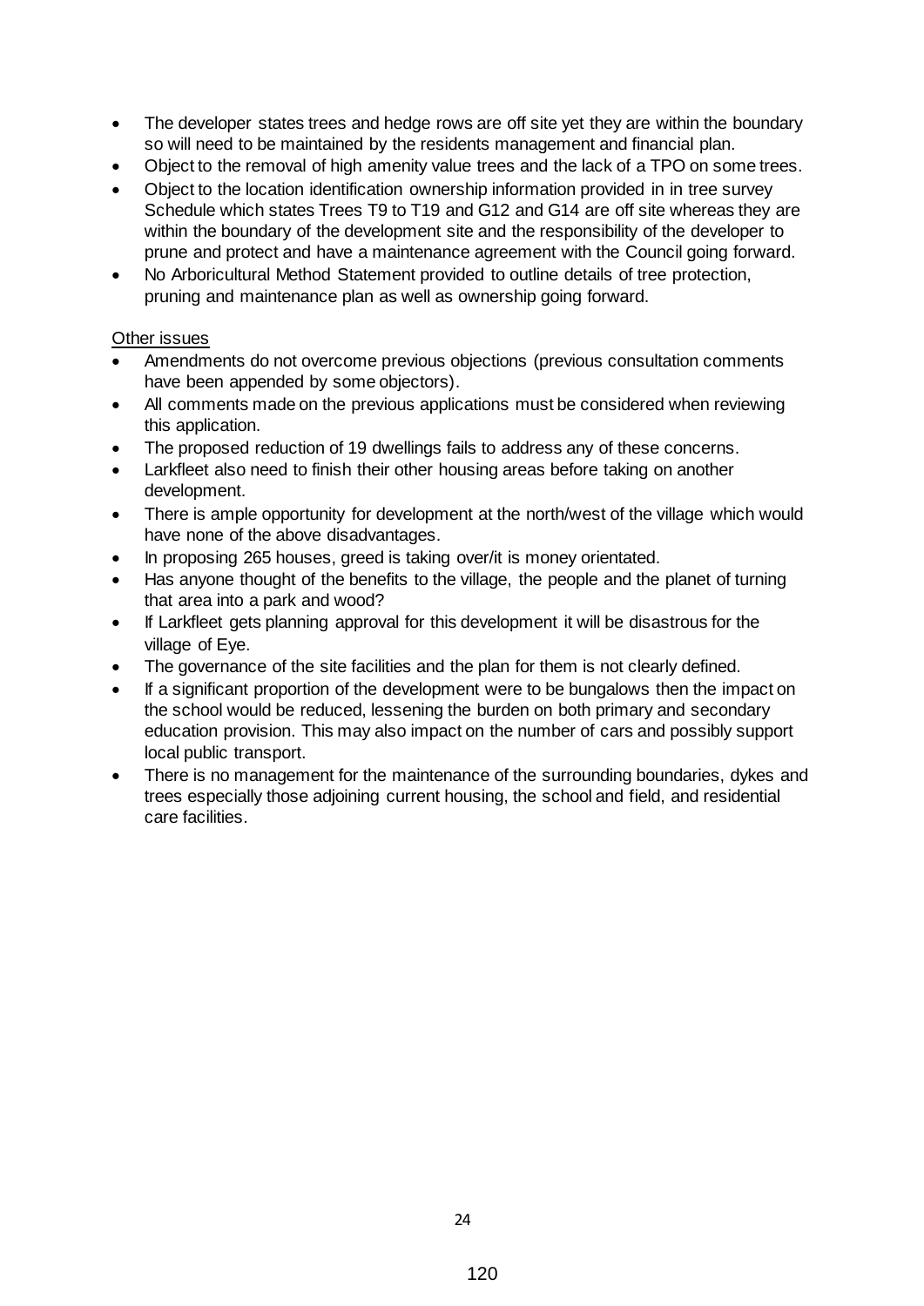- The developer states trees and hedge rows are off site yet they are within the boundary so will need to be maintained by the residents management and financial plan.
- Object to the removal of high amenity value trees and the lack of a TPO on some trees.
- Object to the location identification ownership information provided in in tree survey Schedule which states Trees T9 to T19 and G12 and G14 are off site whereas they are within the boundary of the development site and the responsibility of the developer to prune and protect and have a maintenance agreement with the Council going forward.
- No Arboricultural Method Statement provided to outline details of tree protection, pruning and maintenance plan as well as ownership going forward.

Other issues

- Amendments do not overcome previous objections (previous consultation comments have been appended by some objectors).
- All comments made on the previous applications must be considered when reviewing this application.
- The proposed reduction of 19 dwellings fails to address any of these concerns.
- Larkfleet also need to finish their other housing areas before taking on another development.
- There is ample opportunity for development at the north/west of the village which would have none of the above disadvantages.
- In proposing 265 houses, greed is taking over/it is money orientated.
- Has anyone thought of the benefits to the village, the people and the planet of turning that area into a park and wood?
- If Larkfleet gets planning approval for this development it will be disastrous for the village of Eye.
- The governance of the site facilities and the plan for them is not clearly defined.
- If a significant proportion of the development were to be bungalows then the impact on the school would be reduced, lessening the burden on both primary and secondary education provision. This may also impact on the number of cars and possibly support local public transport.
- There is no management for the maintenance of the surrounding boundaries, dykes and trees especially those adjoining current housing, the school and field, and residential care facilities.